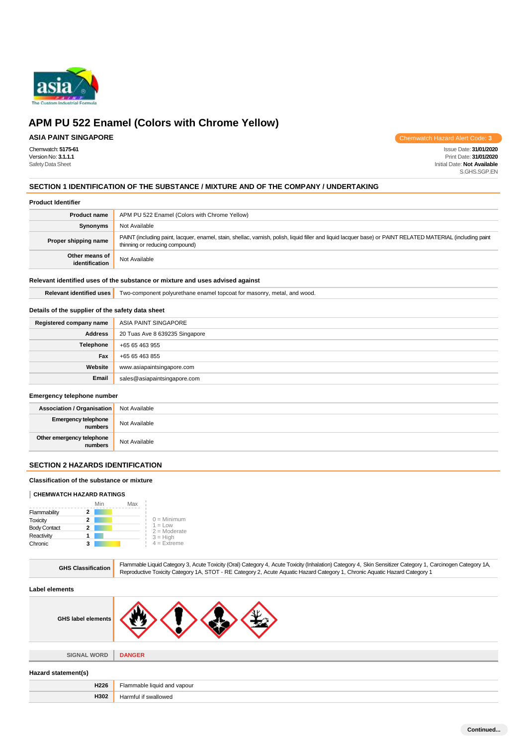# APM PU 522 Enamel (Colors with Chrome Yellow)

**ASIA PAINT SINGAPORE**

Chemwatch Hazard Alert Code: **3**

Chemwatch: **5175-61**
Version No: **3.1.1.1**
Safety Data Sheet

Issue Date: **31/01/2020**
Print Date: **31/01/2020**
Initial Date: **Not Available**
S.GHS.SGP.EN

## SECTION 1 IDENTIFICATION OF THE SUBSTANCE / MIXTURE AND OF THE COMPANY / UNDERTAKING

### Product Identifier

| | |
|---|---|
| **Product name** | APM PU 522 Enamel (Colors with Chrome Yellow) |
| **Synonyms** | Not Available |
| **Proper shipping name** | PAINT (including paint, lacquer, enamel, stain, shellac, varnish, polish, liquid filler and liquid lacquer base) or PAINT RELATED MATERIAL (including paint thinning or reducing compound) |
| **Other means of identification** | Not Available |

### Relevant identified uses of the substance or mixture and uses advised against

| | |
|---|---|
| **Relevant identified uses** | Two-component polyurethane enamel topcoat for masonry, metal, and wood. |

### Details of the supplier of the safety data sheet

| | |
|---|---|
| **Registered company name** | ASIA PAINT SINGAPORE |
| **Address** | 20 Tuas Ave 8 639235 Singapore |
| **Telephone** | +65 65 463 955 |
| **Fax** | +65 65 463 855 |
| **Website** | www.asiapaintsingapore.com |
| **Email** | sales@asiapaintsingapore.com |

### Emergency telephone number

| | |
|---|---|
| **Association / Organisation** | Not Available |
| **Emergency telephone numbers** | Not Available |
| **Other emergency telephone numbers** | Not Available |

## SECTION 2 HAZARDS IDENTIFICATION

### Classification of the substance or mixture

**CHEMWATCH HAZARD RATINGS**

| | Rating |
|---|---|
| Flammability | 2 |
| Toxicity | 2 |
| Body Contact | 2 |
| Reactivity | 1 |
| Chronic | 3 |

0 = Minimum
1 = Low
2 = Moderate
3 = High
4 = Extreme

| | |
|---|---|
| **GHS Classification** | Flammable Liquid Category 3, Acute Toxicity (Oral) Category 4, Acute Toxicity (Inhalation) Category 4, Skin Sensitizer Category 1, Carcinogen Category 1A, Reproductive Toxicity Category 1A, STOT - RE Category 2, Acute Aquatic Hazard Category 1, Chronic Aquatic Hazard Category 1 |

### Label elements

| | |
|---|---|
| **GHS label elements** | |
| **SIGNAL WORD** | **DANGER** |

### Hazard statement(s)

| | |
|---|---|
| **H226** | Flammable liquid and vapour |
| **H302** | Harmful if swallowed |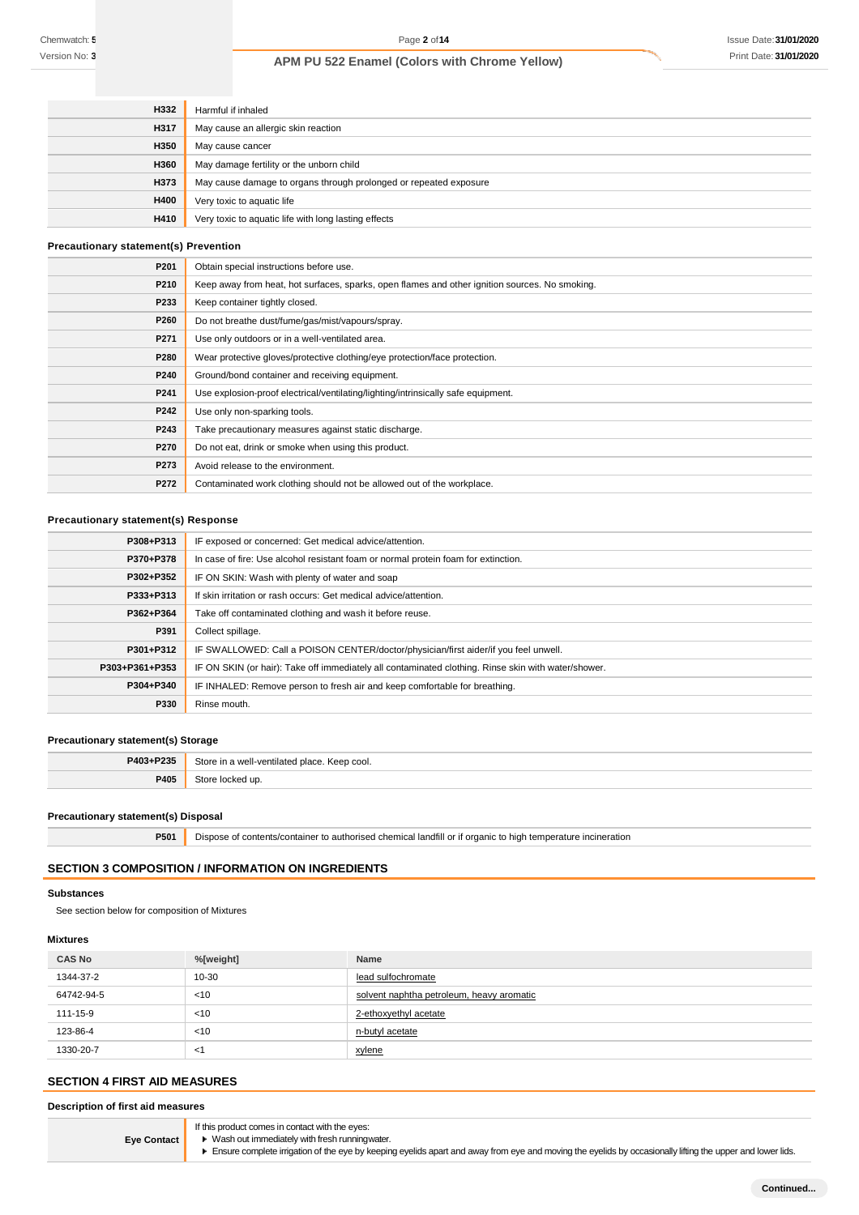| | |
|---|---|
| H332 | Harmful if inhaled |
| H317 | May cause an allergic skin reaction |
| H350 | May cause cancer |
| H360 | May damage fertility or the unborn child |
| H373 | May cause damage to organs through prolonged or repeated exposure |
| H400 | Very toxic to aquatic life |
| H410 | Very toxic to aquatic life with long lasting effects |

### Precautionary statement(s) Prevention

| | |
|---|---|
| P201 | Obtain special instructions before use. |
| P210 | Keep away from heat, hot surfaces, sparks, open flames and other ignition sources. No smoking. |
| P233 | Keep container tightly closed. |
| P260 | Do not breathe dust/fume/gas/mist/vapours/spray. |
| P271 | Use only outdoors or in a well-ventilated area. |
| P280 | Wear protective gloves/protective clothing/eye protection/face protection. |
| P240 | Ground/bond container and receiving equipment. |
| P241 | Use explosion-proof electrical/ventilating/lighting/intrinsically safe equipment. |
| P242 | Use only non-sparking tools. |
| P243 | Take precautionary measures against static discharge. |
| P270 | Do not eat, drink or smoke when using this product. |
| P273 | Avoid release to the environment. |
| P272 | Contaminated work clothing should not be allowed out of the workplace. |

### Precautionary statement(s) Response

| | |
|---|---|
| P308+P313 | IF exposed or concerned: Get medical advice/attention. |
| P370+P378 | In case of fire: Use alcohol resistant foam or normal protein foam for extinction. |
| P302+P352 | IF ON SKIN: Wash with plenty of water and soap |
| P333+P313 | If skin irritation or rash occurs: Get medical advice/attention. |
| P362+P364 | Take off contaminated clothing and wash it before reuse. |
| P391 | Collect spillage. |
| P301+P312 | IF SWALLOWED: Call a POISON CENTER/doctor/physician/first aider/if you feel unwell. |
| P303+P361+P353 | IF ON SKIN (or hair): Take off immediately all contaminated clothing. Rinse skin with water/shower. |
| P304+P340 | IF INHALED: Remove person to fresh air and keep comfortable for breathing. |
| P330 | Rinse mouth. |

### Precautionary statement(s) Storage

| | |
|---|---|
| P403+P235 | Store in a well-ventilated place. Keep cool. |
| P405 | Store locked up. |

### Precautionary statement(s) Disposal

| | |
|---|---|
| P501 | Dispose of contents/container to authorised chemical landfill or if organic to high temperature incineration |

## SECTION 3 COMPOSITION / INFORMATION ON INGREDIENTS

### Substances

See section below for composition of Mixtures

### Mixtures

| CAS No | %[weight] | Name |
|---|---|---|
| 1344-37-2 | 10-30 | lead sulfochromate |
| 64742-94-5 | <10 | solvent naphtha petroleum, heavy aromatic |
| 111-15-9 | <10 | 2-ethoxyethyl acetate |
| 123-86-4 | <10 | n-butyl acetate |
| 1330-20-7 | <1 | xylene |

## SECTION 4 FIRST AID MEASURES

### Description of first aid measures

| | |
|---|---|
| Eye Contact | If this product comes in contact with the eyes:<br>▶ Wash out immediately with fresh running water.<br>▶ Ensure complete irrigation of the eye by keeping eyelids apart and away from eye and moving the eyelids by occasionally lifting the upper and lower lids. |

Continued...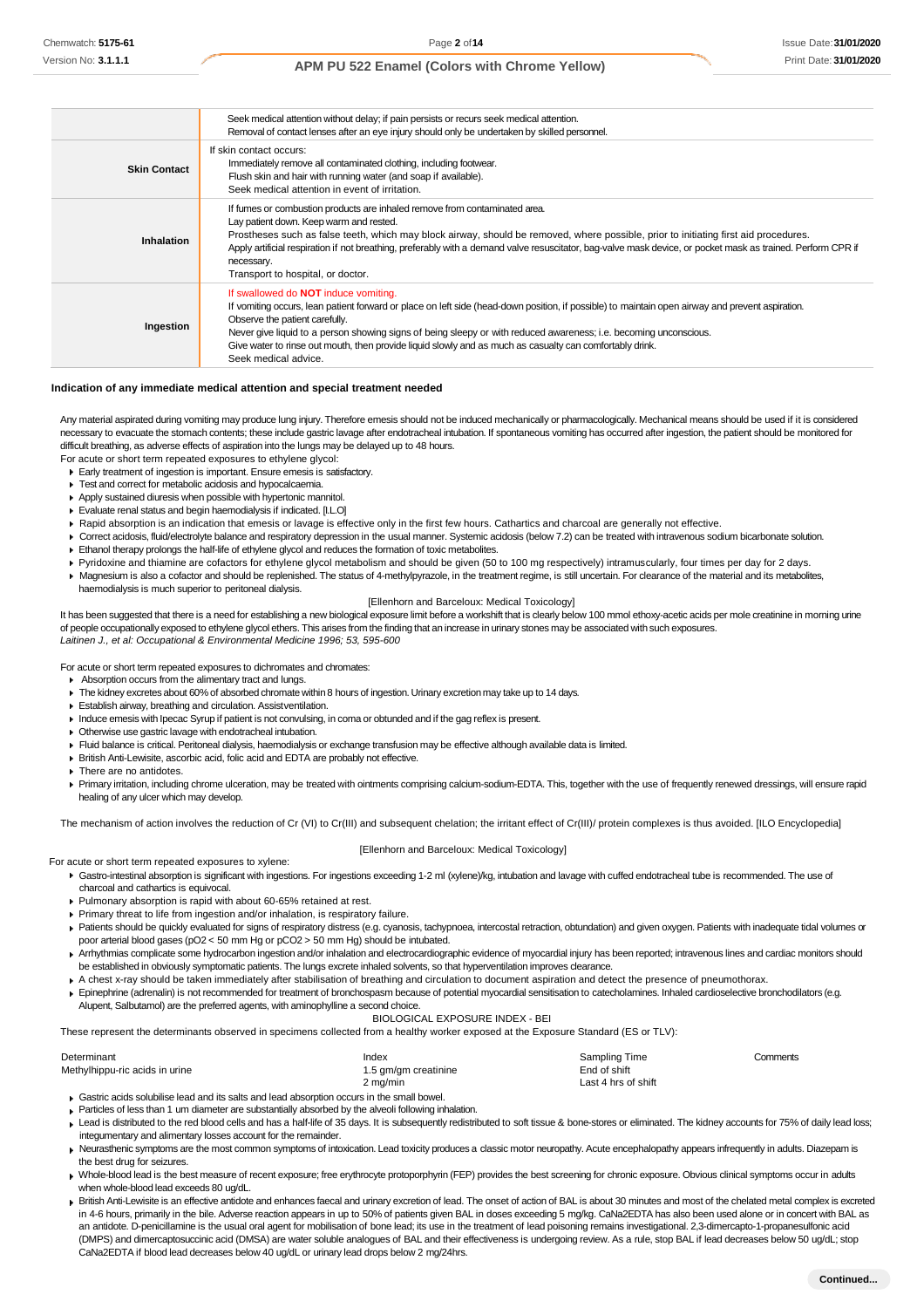| | |
|---|---|
| | Seek medical attention without delay; if pain persists or recurs seek medical attention.<br>Removal of contact lenses after an eye injury should only be undertaken by skilled personnel. |
| **Skin Contact** | If skin contact occurs:<br>Immediately remove all contaminated clothing, including footwear.<br>Flush skin and hair with running water (and soap if available).<br>Seek medical attention in event of irritation. |
| **Inhalation** | If fumes or combustion products are inhaled remove from contaminated area.<br>Lay patient down. Keep warm and rested.<br>Prostheses such as false teeth, which may block airway, should be removed, where possible, prior to initiating first aid procedures.<br>Apply artificial respiration if not breathing, preferably with a demand valve resuscitator, bag-valve mask device, or pocket mask as trained. Perform CPR if necessary.<br>Transport to hospital, or doctor. |
| **Ingestion** | If swallowed do **NOT** induce vomiting.<br>If vomiting occurs, lean patient forward or place on left side (head-down position, if possible) to maintain open airway and prevent aspiration.<br>Observe the patient carefully.<br>Never give liquid to a person showing signs of being sleepy or with reduced awareness; i.e. becoming unconscious.<br>Give water to rinse out mouth, then provide liquid slowly and as much as casualty can comfortably drink.<br>Seek medical advice. |

### Indication of any immediate medical attention and special treatment needed

Any material aspirated during vomiting may produce lung injury. Therefore emesis should not be induced mechanically or pharmacologically. Mechanical means should be used if it is considered necessary to evacuate the stomach contents; these include gastric lavage after endotracheal intubation. If spontaneous vomiting has occurred after ingestion, the patient should be monitored for difficult breathing, as adverse effects of aspiration into the lungs may be delayed up to 48 hours.

For acute or short term repeated exposures to ethylene glycol:

- Early treatment of ingestion is important. Ensure emesis is satisfactory.
- Test and correct for metabolic acidosis and hypocalcaemia.
- Apply sustained diuresis when possible with hypertonic mannitol.
- Evaluate renal status and begin haemodialysis if indicated. [I.L.O]
- Rapid absorption is an indication that emesis or lavage is effective only in the first few hours. Cathartics and charcoal are generally not effective.
- Correct acidosis, fluid/electrolyte balance and respiratory depression in the usual manner. Systemic acidosis (below 7.2) can be treated with intravenous sodium bicarbonate solution.
- Ethanol therapy prolongs the half-life of ethylene glycol and reduces the formation of toxic metabolites.
- Pyridoxine and thiamine are cofactors for ethylene glycol metabolism and should be given (50 to 100 mg respectively) intramuscularly, four times per day for 2 days.
- Magnesium is also a cofactor and should be replenished. The status of 4-methylpyrazole, in the treatment regime, is still uncertain. For clearance of the material and its metabolites, haemodialysis is much superior to peritoneal dialysis.

[Ellenhorn and Barceloux: Medical Toxicology]

It has been suggested that there is a need for establishing a new biological exposure limit before a workshift that is clearly below 100 mmol ethoxy-acetic acids per mole creatinine in morning urine of people occupationally exposed to ethylene glycol ethers. This arises from the finding that an increase in urinary stones may be associated with such exposures.
*Laitinen J., et al: Occupational & Environmental Medicine 1996; 53, 595-600*

For acute or short term repeated exposures to dichromates and chromates:

- Absorption occurs from the alimentary tract and lungs.
- The kidney excretes about 60% of absorbed chromate within 8 hours of ingestion. Urinary excretion may take up to 14 days.
- Establish airway, breathing and circulation. Assistventilation.
- Induce emesis with Ipecac Syrup if patient is not convulsing, in coma or obtunded and if the gag reflex is present.
- Otherwise use gastric lavage with endotracheal intubation.
- Fluid balance is critical. Peritoneal dialysis, haemodialysis or exchange transfusion may be effective although available data is limited.
- British Anti-Lewisite, ascorbic acid, folic acid and EDTA are probably not effective.
- There are no antidotes.
- Primary irritation, including chrome ulceration, may be treated with ointments comprising calcium-sodium-EDTA. This, together with the use of frequently renewed dressings, will ensure rapid healing of any ulcer which may develop.

The mechanism of action involves the reduction of Cr (VI) to Cr(III) and subsequent chelation; the irritant effect of Cr(III)/ protein complexes is thus avoided. [ILO Encyclopedia]

[Ellenhorn and Barceloux: Medical Toxicology]

For acute or short term repeated exposures to xylene:

- Gastro-intestinal absorption is significant with ingestions. For ingestions exceeding 1-2 ml (xylene)/kg, intubation and lavage with cuffed endotracheal tube is recommended. The use of charcoal and cathartics is equivocal.
- Pulmonary absorption is rapid with about 60-65% retained at rest.
- Primary threat to life from ingestion and/or inhalation, is respiratory failure.
- Patients should be quickly evaluated for signs of respiratory distress (e.g. cyanosis, tachypnoea, intercostal retraction, obtundation) and given oxygen. Patients with inadequate tidal volumes or poor arterial blood gases ($pO_2$ < 50 mm Hg or $pCO_2$ > 50 mm Hg) should be intubated.
- Arrhythmias complicate some hydrocarbon ingestion and/or inhalation and electrocardiographic evidence of myocardial injury has been reported; intravenous lines and cardiac monitors should be established in obviously symptomatic patients. The lungs excrete inhaled solvents, so that hyperventilation improves clearance.
- A chest x-ray should be taken immediately after stabilisation of breathing and circulation to document aspiration and detect the presence of pneumothorax.
- Epinephrine (adrenalin) is not recommended for treatment of bronchospasm because of potential myocardial sensitisation to catecholamines. Inhaled cardioselective bronchodilators (e.g. Alupent, Salbutamol) are the preferred agents, with aminophylline a second choice.

BIOLOGICAL EXPOSURE INDEX - BEI

These represent the determinants observed in specimens collected from a healthy worker exposed at the Exposure Standard (ES or TLV):

| Determinant | Index | Sampling Time | Comments |
|---|---|---|---|
| Methylhippu-ric acids in urine | 1.5 gm/gm creatinine | End of shift | |
| | 2 mg/min | Last 4 hrs of shift | |

- Gastric acids solubilise lead and its salts and lead absorption occurs in the small bowel.
- Particles of less than 1 um diameter are substantially absorbed by the alveoli following inhalation.
- Lead is distributed to the red blood cells and has a half-life of 35 days. It is subsequently redistributed to soft tissue & bone-stores or eliminated. The kidney accounts for 75% of daily lead loss; integumentary and alimentary losses account for the remainder.
- Neurasthenic symptoms are the most common symptoms of intoxication. Lead toxicity produces a classic motor neuropathy. Acute encephalopathy appears infrequently in adults. Diazepam is the best drug for seizures.
- Whole-blood lead is the best measure of recent exposure; free erythrocyte protoporphyrin (FEP) provides the best screening for chronic exposure. Obvious clinical symptoms occur in adults when whole-blood lead exceeds 80 ug/dL.
- British Anti-Lewisite is an effective antidote and enhances faecal and urinary excretion of lead. The onset of action of BAL is about 30 minutes and most of the chelated metal complex is excreted in 4-6 hours, primarily in the bile. Adverse reaction appears in up to 50% of patients given BAL in doses exceeding 5 mg/kg. CaNa2EDTA has also been used alone or in concert with BAL as an antidote. D-penicillamine is the usual oral agent for mobilisation of bone lead; its use in the treatment of lead poisoning remains investigational. 2,3-dimercapto-1-propanesulfonic acid (DMPS) and dimercaptosuccinic acid (DMSA) are water soluble analogues of BAL and their effectiveness is undergoing review. As a rule, stop BAL if lead decreases below 50 ug/dL; stop CaNa2EDTA if blood lead decreases below 40 ug/dL or urinary lead drops below 2 mg/24hrs.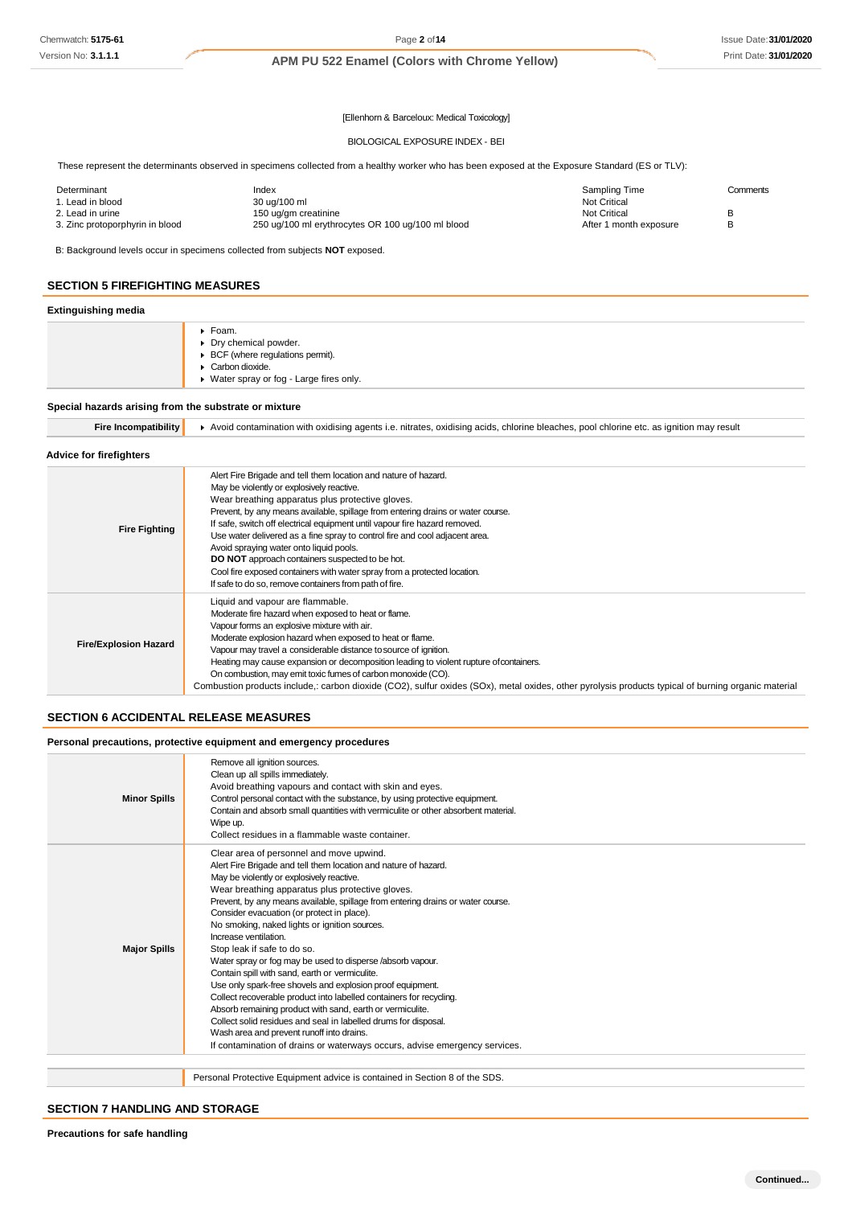[Ellenhorn & Barceloux: Medical Toxicology]

BIOLOGICAL EXPOSURE INDEX - BEI

These represent the determinants observed in specimens collected from a healthy worker who has been exposed at the Exposure Standard (ES or TLV):

| Determinant | Index | Sampling Time | Comments |
|---|---|---|---|
| 1. Lead in blood | 30 ug/100 ml | Not Critical | |
| 2. Lead in urine | 150 ug/gm creatinine | Not Critical | B |
| 3. Zinc protoporphyrin in blood | 250 ug/100 ml erythrocytes OR 100 ug/100 ml blood | After 1 month exposure | B |

B: Background levels occur in specimens collected from subjects **NOT** exposed.

## SECTION 5 FIREFIGHTING MEASURES

### Extinguishing media

- Foam.
- Dry chemical powder.
- BCF (where regulations permit).
- Carbon dioxide.
- Water spray or fog - Large fires only.

### Special hazards arising from the substrate or mixture

| | |
|---|---|
| **Fire Incompatibility** | Avoid contamination with oxidising agents i.e. nitrates, oxidising acids, chlorine bleaches, pool chlorine etc. as ignition may result |

### Advice for firefighters

| | |
|---|---|
| **Fire Fighting** | Alert Fire Brigade and tell them location and nature of hazard.<br>May be violently or explosively reactive.<br>Wear breathing apparatus plus protective gloves.<br>Prevent, by any means available, spillage from entering drains or water course.<br>If safe, switch off electrical equipment until vapour fire hazard removed.<br>Use water delivered as a fine spray to control fire and cool adjacent area.<br>Avoid spraying water onto liquid pools.<br>**DO NOT** approach containers suspected to be hot.<br>Cool fire exposed containers with water spray from a protected location.<br>If safe to do so, remove containers from path of fire. |
| **Fire/Explosion Hazard** | Liquid and vapour are flammable.<br>Moderate fire hazard when exposed to heat or flame.<br>Vapour forms an explosive mixture with air.<br>Moderate explosion hazard when exposed to heat or flame.<br>Vapour may travel a considerable distance to source of ignition.<br>Heating may cause expansion or decomposition leading to violent rupture of containers.<br>On combustion, may emit toxic fumes of carbon monoxide (CO).<br>Combustion products include,: carbon dioxide ($CO_2$), sulfur oxides ($SO_x$), metal oxides, other pyrolysis products typical of burning organic material |

## SECTION 6 ACCIDENTAL RELEASE MEASURES

### Personal precautions, protective equipment and emergency procedures

| | |
|---|---|
| **Minor Spills** | Remove all ignition sources.<br>Clean up all spills immediately.<br>Avoid breathing vapours and contact with skin and eyes.<br>Control personal contact with the substance, by using protective equipment.<br>Contain and absorb small quantities with vermiculite or other absorbent material.<br>Wipe up.<br>Collect residues in a flammable waste container. |
| **Major Spills** | Clear area of personnel and move upwind.<br>Alert Fire Brigade and tell them location and nature of hazard.<br>May be violently or explosively reactive.<br>Wear breathing apparatus plus protective gloves.<br>Prevent, by any means available, spillage from entering drains or water course.<br>Consider evacuation (or protect in place).<br>No smoking, naked lights or ignition sources.<br>Increase ventilation.<br>Stop leak if safe to do so.<br>Water spray or fog may be used to disperse /absorb vapour.<br>Contain spill with sand, earth or vermiculite.<br>Use only spark-free shovels and explosion proof equipment.<br>Collect recoverable product into labelled containers for recycling.<br>Absorb remaining product with sand, earth or vermiculite.<br>Collect solid residues and seal in labelled drums for disposal.<br>Wash area and prevent runoff into drains.<br>If contamination of drains or waterways occurs, advise emergency services. |

Personal Protective Equipment advice is contained in Section 8 of the SDS.

## SECTION 7 HANDLING AND STORAGE

### Precautions for safe handling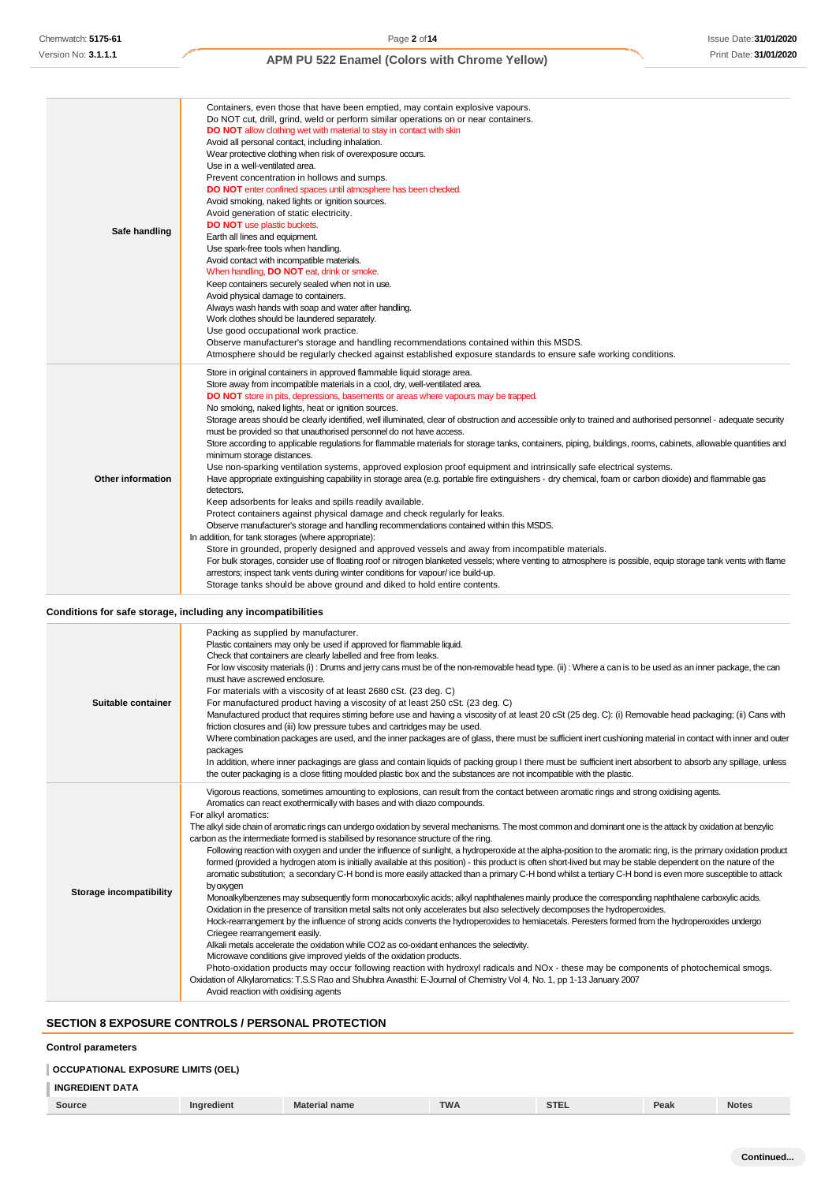| | |
|---|---|
| **Safe handling** | Containers, even those that have been emptied, may contain explosive vapours.<br>Do NOT cut, drill, grind, weld or perform similar operations on or near containers.<br>**DO NOT** allow clothing wet with material to stay in contact with skin<br>Avoid all personal contact, including inhalation.<br>Wear protective clothing when risk of overexposure occurs.<br>Use in a well-ventilated area.<br>Prevent concentration in hollows and sumps.<br>**DO NOT** enter confined spaces until atmosphere has been checked.<br>Avoid smoking, naked lights or ignition sources.<br>Avoid generation of static electricity.<br>**DO NOT** use plastic buckets.<br>Earth all lines and equipment.<br>Use spark-free tools when handling.<br>Avoid contact with incompatible materials.<br>When handling, **DO NOT** eat, drink or smoke.<br>Keep containers securely sealed when not in use.<br>Avoid physical damage to containers.<br>Always wash hands with soap and water after handling.<br>Work clothes should be laundered separately.<br>Use good occupational work practice.<br>Observe manufacturer's storage and handling recommendations contained within this MSDS.<br>Atmosphere should be regularly checked against established exposure standards to ensure safe working conditions. |
| **Other information** | Store in original containers in approved flammable liquid storage area.<br>Store away from incompatible materials in a cool, dry, well-ventilated area.<br>**DO NOT** store in pits, depressions, basements or areas where vapours may be trapped.<br>No smoking, naked lights, heat or ignition sources.<br>Storage areas should be clearly identified, well illuminated, clear of obstruction and accessible only to trained and authorised personnel - adequate security must be provided so that unauthorised personnel do not have access.<br>Store according to applicable regulations for flammable materials for storage tanks, containers, piping, buildings, rooms, cabinets, allowable quantities and minimum storage distances.<br>Use non-sparking ventilation systems, approved explosion proof equipment and intrinsically safe electrical systems.<br>Have appropriate extinguishing capability in storage area (e.g. portable fire extinguishers - dry chemical, foam or carbon dioxide) and flammable gas detectors.<br>Keep adsorbents for leaks and spills readily available.<br>Protect containers against physical damage and check regularly for leaks.<br>Observe manufacturer's storage and handling recommendations contained within this MSDS.<br>In addition, for tank storages (where appropriate):<br>Store in grounded, properly designed and approved vessels and away from incompatible materials.<br>For bulk storages, consider use of floating roof or nitrogen blanketed vessels; where venting to atmosphere is possible, equip storage tank vents with flame arrestors; inspect tank vents during winter conditions for vapour/ ice build-up.<br>Storage tanks should be above ground and diked to hold entire contents. |

### Conditions for safe storage, including any incompatibilities

| | |
|---|---|
| **Suitable container** | Packing as supplied by manufacturer.<br>Plastic containers may only be used if approved for flammable liquid.<br>Check that containers are clearly labelled and free from leaks.<br>For low viscosity materials (i) : Drums and jerry cans must be of the non-removable head type. (ii) : Where a can is to be used as an inner package, the can must have a screwed enclosure.<br>For materials with a viscosity of at least 2680 cSt. (23 deg. C)<br>For manufactured product having a viscosity of at least 250 cSt. (23 deg. C)<br>Manufactured product that requires stirring before use and having a viscosity of at least 20 cSt (25 deg. C): (i) Removable head packaging; (ii) Cans with friction closures and (iii) low pressure tubes and cartridges may be used.<br>Where combination packages are used, and the inner packages are of glass, there must be sufficient inert cushioning material in contact with inner and outer packages<br>In addition, where inner packagings are glass and contain liquids of packing group I there must be sufficient inert absorbent to absorb any spillage, unless the outer packaging is a close fitting moulded plastic box and the substances are not incompatible with the plastic. |
| **Storage incompatibility** | Vigorous reactions, sometimes amounting to explosions, can result from the contact between aromatic rings and strong oxidising agents.<br>Aromatics can react exothermically with bases and with diazo compounds.<br>For alkyl aromatics:<br>The alkyl side chain of aromatic rings can undergo oxidation by several mechanisms. The most common and dominant one is the attack by oxidation at benzylic carbon as the intermediate formed is stabilised by resonance structure of the ring.<br>Following reaction with oxygen and under the influence of sunlight, a hydroperoxide at the alpha-position to the aromatic ring, is the primary oxidation product formed (provided a hydrogen atom is initially available at this position) - this product is often short-lived but may be stable dependent on the nature of the aromatic substitution; a secondary C-H bond is more easily attacked than a primary C-H bond whilst a tertiary C-H bond is even more susceptible to attack by oxygen<br>Monoalkylbenzenes may subsequently form monocarboxylic acids; alkyl naphthalenes mainly produce the corresponding naphthalene carboxylic acids.<br>Oxidation in the presence of transition metal salts not only accelerates but also selectively decomposes the hydroperoxides.<br>Hock-rearrangement by the influence of strong acids converts the hydroperoxides to hemiacetals. Peresters formed from the hydroperoxides undergo Criegee rearrangement easily.<br>Alkali metals accelerate the oxidation while CO2 as co-oxidant enhances the selectivity.<br>Microwave conditions give improved yields of the oxidation products.<br>Photo-oxidation products may occur following reaction with hydroxyl radicals and NOx - these may be components of photochemical smogs.<br>Oxidation of Alkylaromatics: T.S.S Rao and Shubhra Awasthi: E-Journal of Chemistry Vol 4, No. 1, pp 1-13 January 2007<br>Avoid reaction with oxidising agents |

## SECTION 8 EXPOSURE CONTROLS / PERSONAL PROTECTION

### Control parameters

#### OCCUPATIONAL EXPOSURE LIMITS (OEL)

#### INGREDIENT DATA

| Source | Ingredient | Material name | TWA | STEL | Peak | Notes |
|---|---|---|---|---|---|---|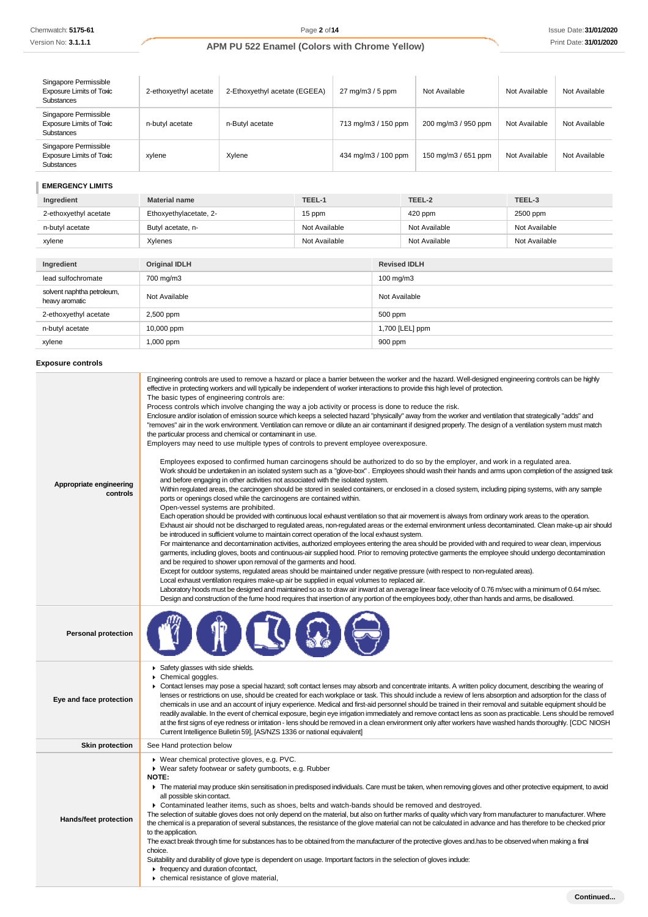| Singapore Permissible Exposure Limits of Toxic Substances | 2-ethoxyethyl acetate | 2-Ethoxyethyl acetate (EGEEA) | 27 mg/m3 / 5 ppm | Not Available | Not Available | Not Available |
|---|---|---|---|---|---|---|
| Singapore Permissible Exposure Limits of Toxic Substances | n-butyl acetate | n-Butyl acetate | 713 mg/m3 / 150 ppm | 200 mg/m3 / 950 ppm | Not Available | Not Available |
| Singapore Permissible Exposure Limits of Toxic Substances | xylene | Xylene | 434 mg/m3 / 100 ppm | 150 mg/m3 / 651 ppm | Not Available | Not Available |

### EMERGENCY LIMITS

| Ingredient | Material name | TEEL-1 | TEEL-2 | TEEL-3 |
|---|---|---|---|---|
| 2-ethoxyethyl acetate | Ethoxyethylacetate, 2- | 15 ppm | 420 ppm | 2500 ppm |
| n-butyl acetate | Butyl acetate, n- | Not Available | Not Available | Not Available |
| xylene | Xylenes | Not Available | Not Available | Not Available |

| Ingredient | Original IDLH | Revised IDLH |
|---|---|---|
| lead sulfochromate | 700 mg/m3 | 100 mg/m3 |
| solvent naphtha petroleum, heavy aromatic | Not Available | Not Available |
| 2-ethoxyethyl acetate | 2,500 ppm | 500 ppm |
| n-butyl acetate | 10,000 ppm | 1,700 [LEL] ppm |
| xylene | 1,000 ppm | 900 ppm |

### Exposure controls

**Appropriate engineering controls**

Engineering controls are used to remove a hazard or place a barrier between the worker and the hazard. Well-designed engineering controls can be highly effective in protecting workers and will typically be independent of worker interactions to provide this high level of protection.
The basic types of engineering controls are:
Process controls which involve changing the way a job activity or process is done to reduce the risk.
Enclosure and/or isolation of emission source which keeps a selected hazard "physically" away from the worker and ventilation that strategically "adds" and "removes" air in the work environment. Ventilation can remove or dilute an air contaminant if designed properly. The design of a ventilation system must match the particular process and chemical or contaminant in use.
Employers may need to use multiple types of controls to prevent employee overexposure.

Employees exposed to confirmed human carcinogens should be authorized to do so by the employer, and work in a regulated area.
Work should be undertaken in an isolated system such as a "glove-box" . Employees should wash their hands and arms upon completion of the assigned task and before engaging in other activities not associated with the isolated system.
Within regulated areas, the carcinogen should be stored in sealed containers, or enclosed in a closed system, including piping systems, with any sample ports or openings closed while the carcinogens are contained within.
Open-vessel systems are prohibited.
Each operation should be provided with continuous local exhaust ventilation so that air movement is always from ordinary work areas to the operation.
Exhaust air should not be discharged to regulated areas, non-regulated areas or the external environment unless decontaminated. Clean make-up air should be introduced in sufficient volume to maintain correct operation of the local exhaust system.
For maintenance and decontamination activities, authorized employees entering the area should be provided with and required to wear clean, impervious garments, including gloves, boots and continuous-air supplied hood. Prior to removing protective garments the employee should undergo decontamination and be required to shower upon removal of the garments and hood.
Except for outdoor systems, regulated areas should be maintained under negative pressure (with respect to non-regulated areas).
Local exhaust ventilation requires make-up air be supplied in equal volumes to replaced air.
Laboratory hoods must be designed and maintained so as to draw air inward at an average linear face velocity of 0.76 m/sec with a minimum of 0.64 m/sec. Design and construction of the fume hood requires that insertion of any portion of the employees body, other than hands and arms, be disallowed.

**Personal protection**

**Eye and face protection**

- Safety glasses with side shields.
- Chemical goggles.
- Contact lenses may pose a special hazard; soft contact lenses may absorb and concentrate irritants. A written policy document, describing the wearing of lenses or restrictions on use, should be created for each workplace or task. This should include a review of lens absorption and adsorption for the class of chemicals in use and an account of injury experience. Medical and first-aid personnel should be trained in their removal and suitable equipment should be readily available. In the event of chemical exposure, begin eye irrigation immediately and remove contact lens as soon as practicable. Lens should be removed at the first signs of eye redness or irritation - lens should be removed in a clean environment only after workers have washed hands thoroughly. [CDC NIOSH Current Intelligence Bulletin 59], [AS/NZS 1336 or national equivalent]

**Skin protection**

See Hand protection below

**Hands/feet protection**

- Wear chemical protective gloves, e.g. PVC.
- Wear safety footwear or safety gumboots, e.g. Rubber

**NOTE:**

- The material may produce skin sensitisation in predisposed individuals. Care must be taken, when removing gloves and other protective equipment, to avoid all possible skin contact.
- Contaminated leather items, such as shoes, belts and watch-bands should be removed and destroyed.

The selection of suitable gloves does not only depend on the material, but also on further marks of quality which vary from manufacturer to manufacturer. Where the chemical is a preparation of several substances, the resistance of the glove material can not be calculated in advance and has therefore to be checked prior to the application.
The exact break through time for substances has to be obtained from the manufacturer of the protective gloves and.has to be observed when making a final choice.
Suitability and durability of glove type is dependent on usage. Important factors in the selection of gloves include:

- frequency and duration of contact,
- chemical resistance of glove material,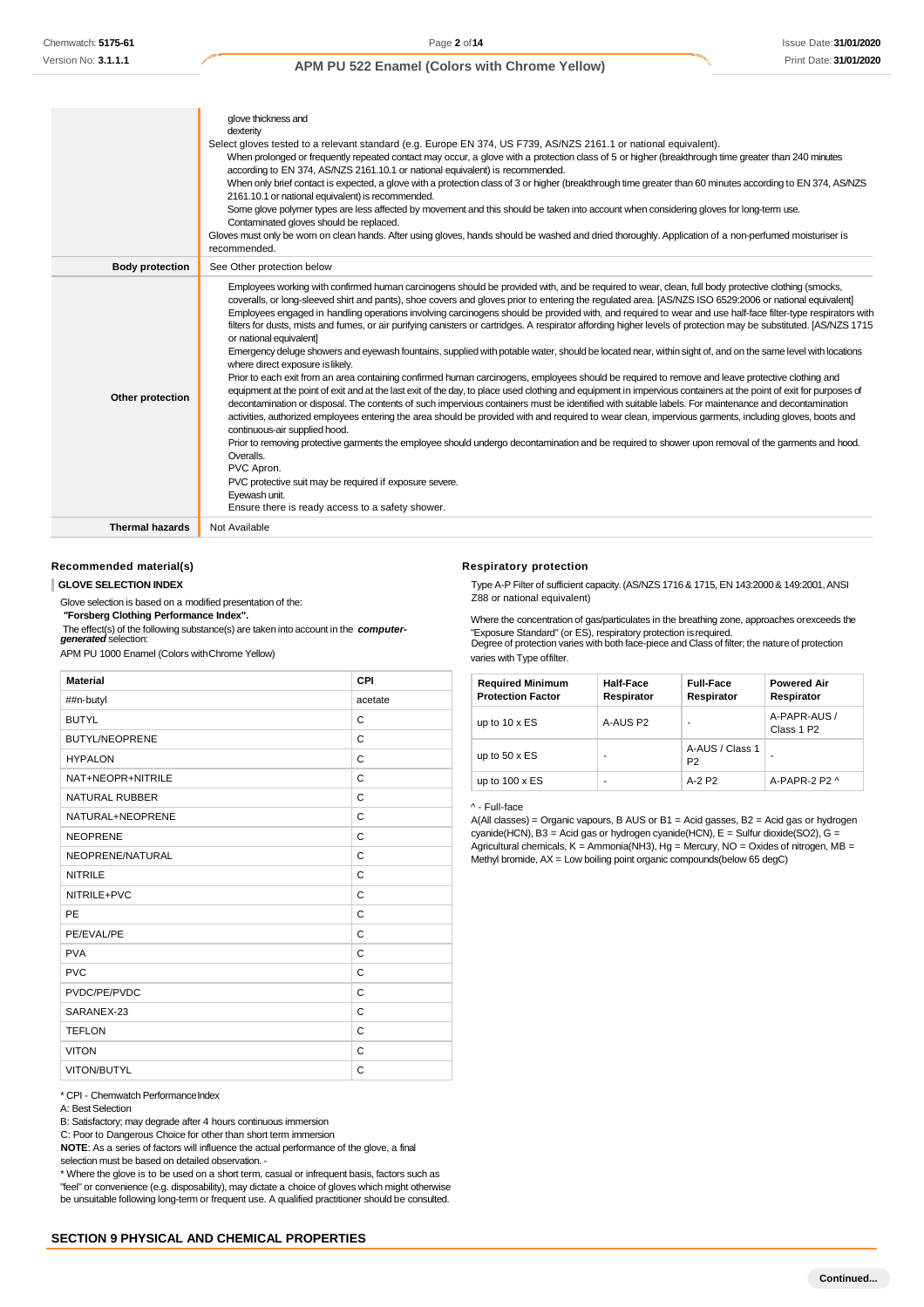| | |
|---|---|
| | glove thickness and<br>dexterity<br>Select gloves tested to a relevant standard (e.g. Europe EN 374, US F739, AS/NZS 2161.1 or national equivalent).<br>When prolonged or frequently repeated contact may occur, a glove with a protection class of 5 or higher (breakthrough time greater than 240 minutes according to EN 374, AS/NZS 2161.10.1 or national equivalent) is recommended.<br>When only brief contact is expected, a glove with a protection class of 3 or higher (breakthrough time greater than 60 minutes according to EN 374, AS/NZS 2161.10.1 or national equivalent) is recommended.<br>Some glove polymer types are less affected by movement and this should be taken into account when considering gloves for long-term use.<br>Contaminated gloves should be replaced.<br>Gloves must only be worn on clean hands. After using gloves, hands should be washed and dried thoroughly. Application of a non-perfumed moisturiser is recommended. |
| **Body protection** | See Other protection below |
| **Other protection** | Employees working with confirmed human carcinogens should be provided with, and be required to wear, clean, full body protective clothing (smocks, coveralls, or long-sleeved shirt and pants), shoe covers and gloves prior to entering the regulated area. [AS/NZS ISO 6529:2006 or national equivalent]<br>Employees engaged in handling operations involving carcinogens should be provided with, and required to wear and use half-face filter-type respirators with filters for dusts, mists and fumes, or air purifying canisters or cartridges. A respirator affording higher levels of protection may be substituted. [AS/NZS 1715 or national equivalent]<br>Emergency deluge showers and eyewash fountains, supplied with potable water, should be located near, within sight of, and on the same level with locations where direct exposure is likely.<br>Prior to each exit from an area containing confirmed human carcinogens, employees should be required to remove and leave protective clothing and equipment at the point of exit and at the last exit of the day, to place used clothing and equipment in impervious containers at the point of exit for purposes of decontamination or disposal. The contents of such impervious containers must be identified with suitable labels. For maintenance and decontamination activities, authorized employees entering the area should be provided with and required to wear clean, impervious garments, including gloves, boots and continuous-air supplied hood.<br>Prior to removing protective garments the employee should undergo decontamination and be required to shower upon removal of the garments and hood.<br>Overalls.<br>PVC Apron.<br>PVC protective suit may be required if exposure severe.<br>Eyewash unit.<br>Ensure there is ready access to a safety shower. |
| **Thermal hazards** | Not Available |

### Recommended material(s)

**GLOVE SELECTION INDEX**

Glove selection is based on a modified presentation of the:

***"Forsberg Clothing Performance Index".***

The effect(s) of the following substance(s) are taken into account in the ***computer-generated*** selection:

APM PU 1000 Enamel (Colors with Chrome Yellow)

| Material | CPI |
|---|---|
| ##n-butyl | acetate |
| BUTYL | C |
| BUTYL/NEOPRENE | C |
| HYPALON | C |
| NAT+NEOPR+NITRILE | C |
| NATURAL RUBBER | C |
| NATURAL+NEOPRENE | C |
| NEOPRENE | C |
| NEOPRENE/NATURAL | C |
| NITRILE | C |
| NITRILE+PVC | C |
| PE | C |
| PE/EVAL/PE | C |
| PVA | C |
| PVC | C |
| PVDC/PE/PVDC | C |
| SARANEX-23 | C |
| TEFLON | C |
| VITON | C |
| VITON/BUTYL | C |

* CPI - Chemwatch Performance Index

A: Best Selection

B: Satisfactory; may degrade after 4 hours continuous immersion

C: Poor to Dangerous Choice for other than short term immersion

**NOTE**: As a series of factors will influence the actual performance of the glove, a final selection must be based on detailed observation. -

* Where the glove is to be used on a short term, casual or infrequent basis, factors such as "feel" or convenience (e.g. disposability), may dictate a choice of gloves which might otherwise be unsuitable following long-term or frequent use. A qualified practitioner should be consulted.

### Respiratory protection

Type A-P Filter of sufficient capacity. (AS/NZS 1716 & 1715, EN 143:2000 & 149:2001, ANSI Z88 or national equivalent)

Where the concentration of gas/particulates in the breathing zone, approaches or exceeds the "Exposure Standard" (or ES), respiratory protection is required.
Degree of protection varies with both face-piece and Class of filter; the nature of protection varies with Type of filter.

| Required Minimum Protection Factor | Half-Face Respirator | Full-Face Respirator | Powered Air Respirator |
|---|---|---|---|
| up to 10 x ES | A-AUS P2 | - | A-PAPR-AUS / Class 1 P2 |
| up to 50 x ES | - | A-AUS / Class 1 P2 | - |
| up to 100 x ES | - | A-2 P2 | A-PAPR-2 P2 ^ |

^ - Full-face

A(All classes) = Organic vapours, B AUS or B1 = Acid gasses, B2 = Acid gas or hydrogen cyanide(HCN), B3 = Acid gas or hydrogen cyanide(HCN), E = Sulfur dioxide($SO_2$), G = Agricultural chemicals, K = Ammonia($NH_3$), Hg = Mercury, NO = Oxides of nitrogen, MB = Methyl bromide, AX = Low boiling point organic compounds(below 65 degC)

## SECTION 9 PHYSICAL AND CHEMICAL PROPERTIES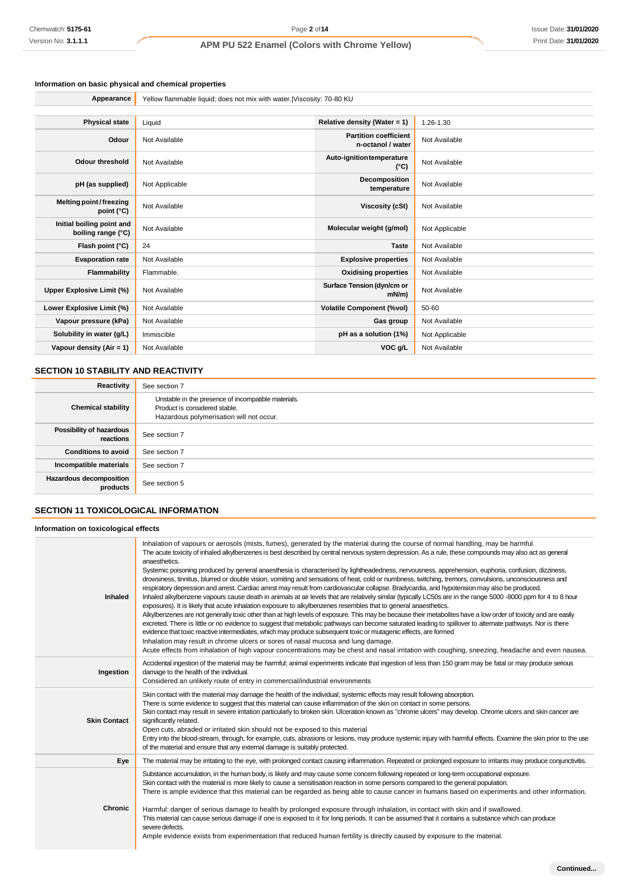### Information on basic physical and chemical properties

| Appearance | Yellow flammable liquid; does not mix with water.\|Viscosity: 70-80 KU | | |
|---|---|---|---|
| **Physical state** | Liquid | **Relative density (Water = 1)** | 1.26-1.30 |
| **Odour** | Not Available | **Partition coefficient n-octanol / water** | Not Available |
| **Odour threshold** | Not Available | **Auto-ignition temperature (°C)** | Not Available |
| **pH (as supplied)** | Not Applicable | **Decomposition temperature** | Not Available |
| **Melting point / freezing point (°C)** | Not Available | **Viscosity (cSt)** | Not Available |
| **Initial boiling point and boiling range (°C)** | Not Available | **Molecular weight (g/mol)** | Not Applicable |
| **Flash point (°C)** | 24 | **Taste** | Not Available |
| **Evaporation rate** | Not Available | **Explosive properties** | Not Available |
| **Flammability** | Flammable. | **Oxidising properties** | Not Available |
| **Upper Explosive Limit (%)** | Not Available | **Surface Tension (dyn/cm or mN/m)** | Not Available |
| **Lower Explosive Limit (%)** | Not Available | **Volatile Component (%vol)** | 50-60 |
| **Vapour pressure (kPa)** | Not Available | **Gas group** | Not Available |
| **Solubility in water (g/L)** | Immiscible | **pH as a solution (1%)** | Not Applicable |
| **Vapour density (Air = 1)** | Not Available | **VOC g/L** | Not Available |

## SECTION 10 STABILITY AND REACTIVITY

| | |
|---|---|
| **Reactivity** | See section 7 |
| **Chemical stability** | Unstable in the presence of incompatible materials.<br>Product is considered stable.<br>Hazardous polymerisation will not occur. |
| **Possibility of hazardous reactions** | See section 7 |
| **Conditions to avoid** | See section 7 |
| **Incompatible materials** | See section 7 |
| **Hazardous decomposition products** | See section 5 |

## SECTION 11 TOXICOLOGICAL INFORMATION

### Information on toxicological effects

| | |
|---|---|
| **Inhaled** | Inhalation of vapours or aerosols (mists, fumes), generated by the material during the course of normal handling, may be harmful.<br>The acute toxicity of inhaled alkylbenzenes is best described by central nervous system depression. As a rule, these compounds may also act as general anaesthetics.<br>Systemic poisoning produced by general anaesthesia is characterised by lightheadedness, nervousness, apprehension, euphoria, confusion, dizziness, drowsiness, tinnitus, blurred or double vision, vomiting and sensations of heat, cold or numbness, twitching, tremors, convulsions, unconsciousness and respiratory depression and arrest. Cardiac arrest may result from cardiovascular collapse. Bradycardia, and hypotension may also be produced.<br>Inhaled alkylbenzene vapours cause death in animals at air levels that are relatively similar (typically LC50s are in the range 5000 -8000 ppm for 4 to 8 hour exposures). It is likely that acute inhalation exposure to alkylbenzenes resembles that to general anaesthetics.<br>Alkylbenzenes are not generally toxic other than at high levels of exposure. This may be because their metabolites have a low order of toxicity and are easily excreted. There is little or no evidence to suggest that metabolic pathways can become saturated leading to spillover to alternate pathways. Nor is there evidence that toxic reactive intermediates, which may produce subsequent toxic or mutagenic effects, are formed<br>Inhalation may result in chrome ulcers or sores of nasal mucosa and lung damage.<br>Acute effects from inhalation of high vapour concentrations may be chest and nasal irritation with coughing, sneezing, headache and even nausea. |
| **Ingestion** | Accidental ingestion of the material may be harmful; animal experiments indicate that ingestion of less than 150 gram may be fatal or may produce serious damage to the health of the individual.<br>Considered an unlikely route of entry in commercial/industrial environments |
| **Skin Contact** | Skin contact with the material may damage the health of the individual; systemic effects may result following absorption.<br>There is some evidence to suggest that this material can cause inflammation of the skin on contact in some persons.<br>Skin contact may result in severe irritation particularly to broken skin. Ulceration known as "chrome ulcers" may develop. Chrome ulcers and skin cancer are significantly related.<br>Open cuts, abraded or irritated skin should not be exposed to this material<br>Entry into the blood-stream, through, for example, cuts, abrasions or lesions, may produce systemic injury with harmful effects. Examine the skin prior to the use of the material and ensure that any external damage is suitably protected. |
| **Eye** | The material may be irritating to the eye, with prolonged contact causing inflammation. Repeated or prolonged exposure to irritants may produce conjunctivitis. |
| **Chronic** | Substance accumulation, in the human body, is likely and may cause some concern following repeated or long-term occupational exposure.<br>Skin contact with the material is more likely to cause a sensitisation reaction in some persons compared to the general population.<br>There is ample evidence that this material can be regarded as being able to cause cancer in humans based on experiments and other information.<br><br>Harmful: danger of serious damage to health by prolonged exposure through inhalation, in contact with skin and if swallowed.<br>This material can cause serious damage if one is exposed to it for long periods. It can be assumed that it contains a substance which can produce severe defects.<br>Ample evidence exists from experimentation that reduced human fertility is directly caused by exposure to the material. |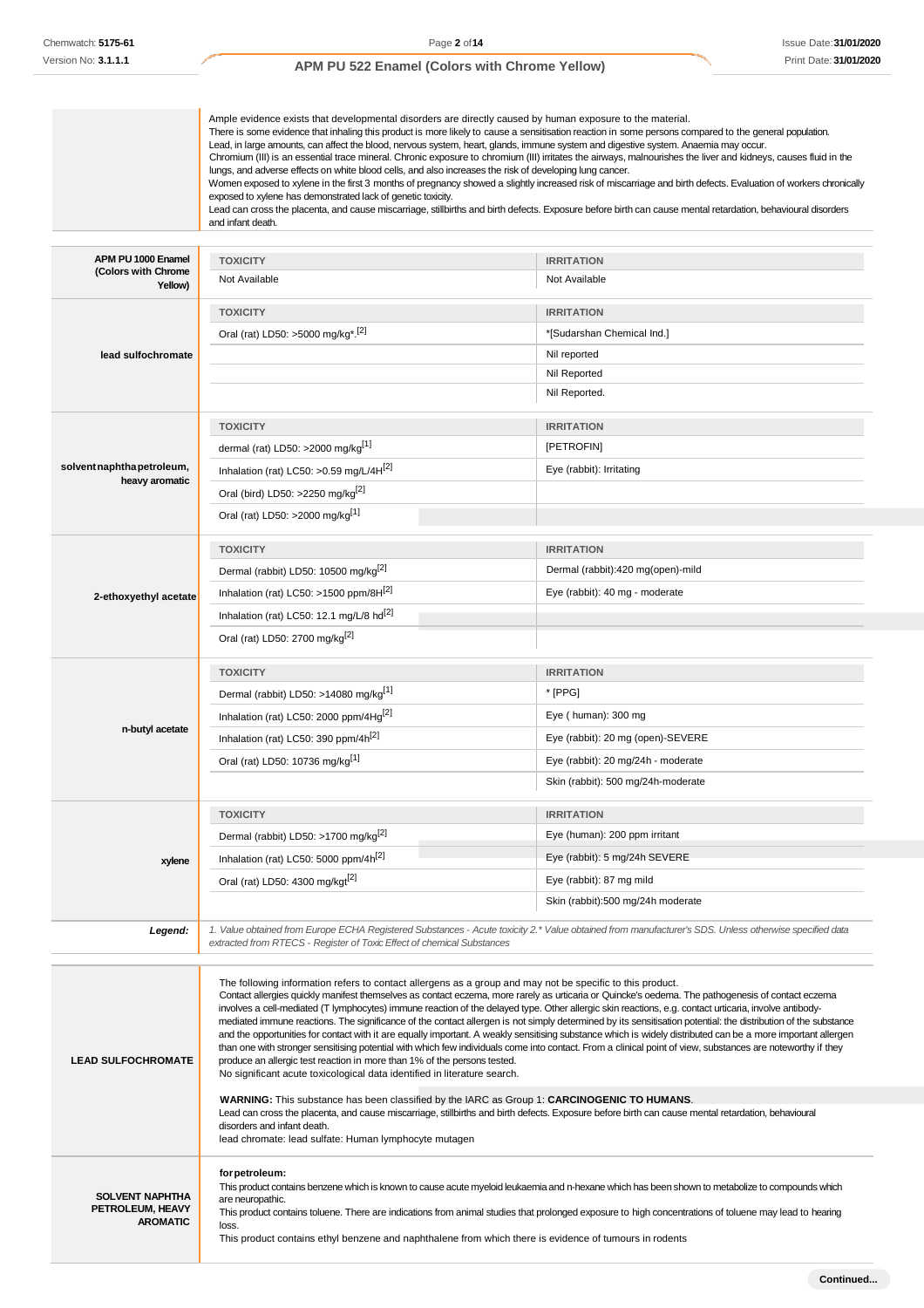Ample evidence exists that developmental disorders are directly caused by human exposure to the material.
There is some evidence that inhaling this product is more likely to cause a sensitisation reaction in some persons compared to the general population.
Lead, in large amounts, can affect the blood, nervous system, heart, glands, immune system and digestive system. Anaemia may occur.
Chromium (III) is an essential trace mineral. Chronic exposure to chromium (III) irritates the airways, malnourishes the liver and kidneys, causes fluid in the lungs, and adverse effects on white blood cells, and also increases the risk of developing lung cancer.
Women exposed to xylene in the first 3 months of pregnancy showed a slightly increased risk of miscarriage and birth defects. Evaluation of workers chronically exposed to xylene has demonstrated lack of genetic toxicity.
Lead can cross the placenta, and cause miscarriage, stillbirths and birth defects. Exposure before birth can cause mental retardation, behavioural disorders and infant death.

| | TOXICITY | IRRITATION |
|---|---|---|
| **APM PU 1000 Enamel (Colors with Chrome Yellow)** | Not Available | Not Available |
| **lead sulfochromate** | **TOXICITY** | **IRRITATION** |
| | Oral (rat) LD50: >5000 mg/kg*.[2] | *[Sudarshan Chemical Ind.] |
| | | Nil reported |
| | | Nil Reported |
| | | Nil Reported. |
| **solvent naphtha petroleum, heavy aromatic** | **TOXICITY** | **IRRITATION** |
| | dermal (rat) LD50: >2000 mg/kg[1] | [PETROFIN] |
| | Inhalation (rat) LC50: >0.59 mg/L/4H[2] | Eye (rabbit): Irritating |
| | Oral (bird) LD50: >2250 mg/kg[2] | |
| | Oral (rat) LD50: >2000 mg/kg[1] | |
| **2-ethoxyethyl acetate** | **TOXICITY** | **IRRITATION** |
| | Dermal (rabbit) LD50: 10500 mg/kg[2] | Dermal (rabbit):420 mg(open)-mild |
| | Inhalation (rat) LC50: >1500 ppm/8H[2] | Eye (rabbit): 40 mg - moderate |
| | Inhalation (rat) LC50: 12.1 mg/L/8 hd[2] | |
| | Oral (rat) LD50: 2700 mg/kg[2] | |
| **n-butyl acetate** | **TOXICITY** | **IRRITATION** |
| | Dermal (rabbit) LD50: >14080 mg/kg[1] | * [PPG] |
| | Inhalation (rat) LC50: 2000 ppm/4Hg[2] | Eye ( human): 300 mg |
| | Inhalation (rat) LC50: 390 ppm/4h[2] | Eye (rabbit): 20 mg (open)-SEVERE |
| | Oral (rat) LD50: 10736 mg/kg[1] | Eye (rabbit): 20 mg/24h - moderate |
| | | Skin (rabbit): 500 mg/24h-moderate |
| **xylene** | **TOXICITY** | **IRRITATION** |
| | Dermal (rabbit) LD50: >1700 mg/kg[2] | Eye (human): 200 ppm irritant |
| | Inhalation (rat) LC50: 5000 ppm/4h[2] | Eye (rabbit): 5 mg/24h SEVERE |
| | Oral (rat) LD50: 4300 mg/kgt[2] | Eye (rabbit): 87 mg mild |
| | | Skin (rabbit):500 mg/24h moderate |
| ***Legend:*** | *1. Value obtained from Europe ECHA Registered Substances - Acute toxicity 2.* Value obtained from manufacturer's SDS. Unless otherwise specified data extracted from RTECS - Register of Toxic Effect of chemical Substances* | |

| | |
|---|---|
| **LEAD SULFOCHROMATE** | The following information refers to contact allergens as a group and may not be specific to this product. Contact allergies quickly manifest themselves as contact eczema, more rarely as urticaria or Quincke's oedema. The pathogenesis of contact eczema involves a cell-mediated (T lymphocytes) immune reaction of the delayed type. Other allergic skin reactions, e.g. contact urticaria, involve antibody-mediated immune reactions. The significance of the contact allergen is not simply determined by its sensitisation potential: the distribution of the substance and the opportunities for contact with it are equally important. A weakly sensitising substance which is widely distributed can be a more important allergen than one with stronger sensitising potential with which few individuals come into contact. From a clinical point of view, substances are noteworthy if they produce an allergic test reaction in more than 1% of the persons tested. No significant acute toxicological data identified in literature search. **WARNING:** This substance has been classified by the IARC as Group 1: **CARCINOGENIC TO HUMANS**. Lead can cross the placenta, and cause miscarriage, stillbirths and birth defects. Exposure before birth can cause mental retardation, behavioural disorders and infant death. lead chromate: lead sulfate: Human lymphocyte mutagen |
| **SOLVENT NAPHTHA PETROLEUM, HEAVY AROMATIC** | **for petroleum:** This product contains benzene which is known to cause acute myeloid leukaemia and n-hexane which has been shown to metabolize to compounds which are neuropathic. This product contains toluene. There are indications from animal studies that prolonged exposure to high concentrations of toluene may lead to hearing loss. This product contains ethyl benzene and naphthalene from which there is evidence of tumours in rodents |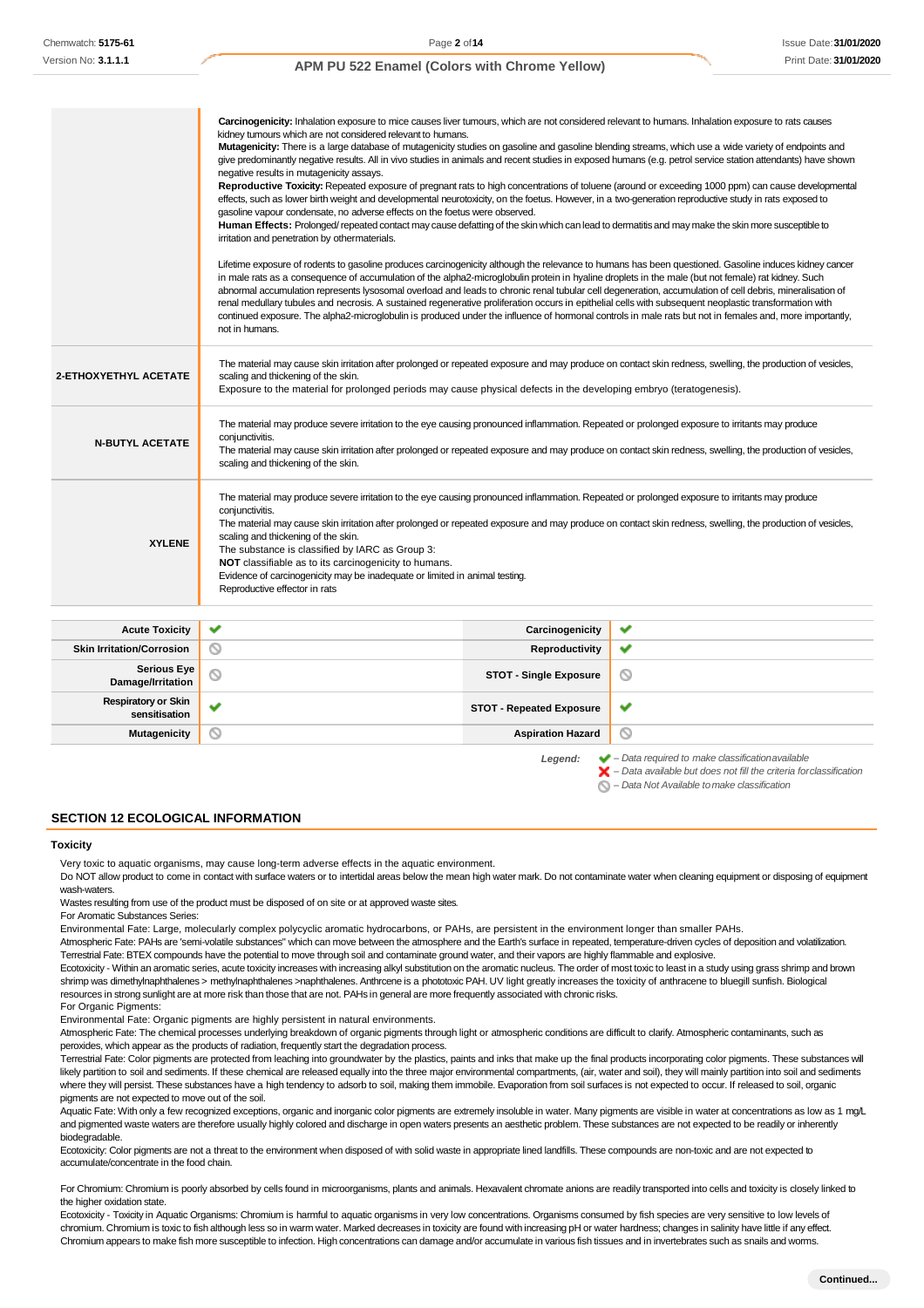| | |
|---|---|
| | **Carcinogenicity:** Inhalation exposure to mice causes liver tumours, which are not considered relevant to humans. Inhalation exposure to rats causes kidney tumours which are not considered relevant to humans.<br>**Mutagenicity:** There is a large database of mutagenicity studies on gasoline and gasoline blending streams, which use a wide variety of endpoints and give predominantly negative results. All in vivo studies in animals and recent studies in exposed humans (e.g. petrol service station attendants) have shown negative results in mutagenicity assays.<br>**Reproductive Toxicity:** Repeated exposure of pregnant rats to high concentrations of toluene (around or exceeding 1000 ppm) can cause developmental effects, such as lower birth weight and developmental neurotoxicity, on the foetus. However, in a two-generation reproductive study in rats exposed to gasoline vapour condensate, no adverse effects on the foetus were observed.<br>**Human Effects:** Prolonged/ repeated contact may cause defatting of the skin which can lead to dermatitis and may make the skin more susceptible to irritation and penetration by othermaterials.<br><br>Lifetime exposure of rodents to gasoline produces carcinogenicity although the relevance to humans has been questioned. Gasoline induces kidney cancer in male rats as a consequence of accumulation of the alpha2-microglobulin protein in hyaline droplets in the male (but not female) rat kidney. Such abnormal accumulation represents lysosomal overload and leads to chronic renal tubular cell degeneration, accumulation of cell debris, mineralisation of renal medullary tubules and necrosis. A sustained regenerative proliferation occurs in epithelial cells with subsequent neoplastic transformation with continued exposure. The alpha2-microglobulin is produced under the influence of hormonal controls in male rats but not in females and, more importantly, not in humans. |
| **2-ETHOXYETHYL ACETATE** | The material may cause skin irritation after prolonged or repeated exposure and may produce on contact skin redness, swelling, the production of vesicles, scaling and thickening of the skin.<br>Exposure to the material for prolonged periods may cause physical defects in the developing embryo (teratogenesis). |
| **N-BUTYL ACETATE** | The material may produce severe irritation to the eye causing pronounced inflammation. Repeated or prolonged exposure to irritants may produce conjunctivitis.<br>The material may cause skin irritation after prolonged or repeated exposure and may produce on contact skin redness, swelling, the production of vesicles, scaling and thickening of the skin. |
| **XYLENE** | The material may produce severe irritation to the eye causing pronounced inflammation. Repeated or prolonged exposure to irritants may produce conjunctivitis.<br>The material may cause skin irritation after prolonged or repeated exposure and may produce on contact skin redness, swelling, the production of vesicles, scaling and thickening of the skin.<br>The substance is classified by IARC as Group 3:<br>**NOT** classifiable as to its carcinogenicity to humans.<br>Evidence of carcinogenicity may be inadequate or limited in animal testing.<br>Reproductive effector in rats |

| | | | |
|---|---|---|---|
| **Acute Toxicity** | ✔ | **Carcinogenicity** | ✔ |
| **Skin Irritation/Corrosion** | ⃠ | **Reproductivity** | ✔ |
| **Serious Eye Damage/Irritation** | ⃠ | **STOT - Single Exposure** | ⃠ |
| **Respiratory or Skin sensitisation** | ✔ | **STOT - Repeated Exposure** | ✔ |
| **Mutagenicity** | ⃠ | **Aspiration Hazard** | ⃠ |

*Legend:*
✔ *– Data required to make classification available*
✘ *– Data available but does not fill the criteria for classification*
⃠ *– Data Not Available to make classification*

## SECTION 12 ECOLOGICAL INFORMATION

### Toxicity

Very toxic to aquatic organisms, may cause long-term adverse effects in the aquatic environment.
Do NOT allow product to come in contact with surface waters or to intertidal areas below the mean high water mark. Do not contaminate water when cleaning equipment or disposing of equipment wash-waters.
Wastes resulting from use of the product must be disposed of on site or at approved waste sites.
For Aromatic Substances Series:
Environmental Fate: Large, molecularly complex polycyclic aromatic hydrocarbons, or PAHs, are persistent in the environment longer than smaller PAHs.
Atmospheric Fate: PAHs are 'semi-volatile substances" which can move between the atmosphere and the Earth's surface in repeated, temperature-driven cycles of deposition and volatilization.
Terrestrial Fate: BTEX compounds have the potential to move through soil and contaminate ground water, and their vapors are highly flammable and explosive.
Ecotoxicity - Within an aromatic series, acute toxicity increases with increasing alkyl substitution on the aromatic nucleus. The order of most toxic to least in a study using grass shrimp and brown shrimp was dimethylnaphthalenes > methylnaphthalenes >naphthalenes. Anthrcene is a phototoxic PAH. UV light greatly increases the toxicity of anthracene to bluegill sunfish. Biological resources in strong sunlight are at more risk than those that are not. PAHs in general are more frequently associated with chronic risks.
For Organic Pigments:
Environmental Fate: Organic pigments are highly persistent in natural environments.
Atmospheric Fate: The chemical processes underlying breakdown of organic pigments through light or atmospheric conditions are difficult to clarify. Atmospheric contaminants, such as peroxides, which appear as the products of radiation, frequently start the degradation process.
Terrestrial Fate: Color pigments are protected from leaching into groundwater by the plastics, paints and inks that make up the final products incorporating color pigments. These substances will likely partition to soil and sediments. If these chemical are released equally into the three major environmental compartments, (air, water and soil), they will mainly partition into soil and sediments where they will persist. These substances have a high tendency to adsorb to soil, making them immobile. Evaporation from soil surfaces is not expected to occur. If released to soil, organic pigments are not expected to move out of the soil.
Aquatic Fate: With only a few recognized exceptions, organic and inorganic color pigments are extremely insoluble in water. Many pigments are visible in water at concentrations as low as 1 mg/L and pigmented waste waters are therefore usually highly colored and discharge in open waters presents an aesthetic problem. These substances are not expected to be readily or inherently biodegradable.
Ecotoxicity: Color pigments are not a threat to the environment when disposed of with solid waste in appropriate lined landfills. These compounds are non-toxic and are not expected to accumulate/concentrate in the food chain.

For Chromium: Chromium is poorly absorbed by cells found in microorganisms, plants and animals. Hexavalent chromate anions are readily transported into cells and toxicity is closely linked to the higher oxidation state.
Ecotoxicity - Toxicity in Aquatic Organisms: Chromium is harmful to aquatic organisms in very low concentrations. Organisms consumed by fish species are very sensitive to low levels of chromium. Chromium is toxic to fish although less so in warm water. Marked decreases in toxicity are found with increasing pH or water hardness; changes in salinity have little if any effect. Chromium appears to make fish more susceptible to infection. High concentrations can damage and/or accumulate in various fish tissues and in invertebrates such as snails and worms.

Continued...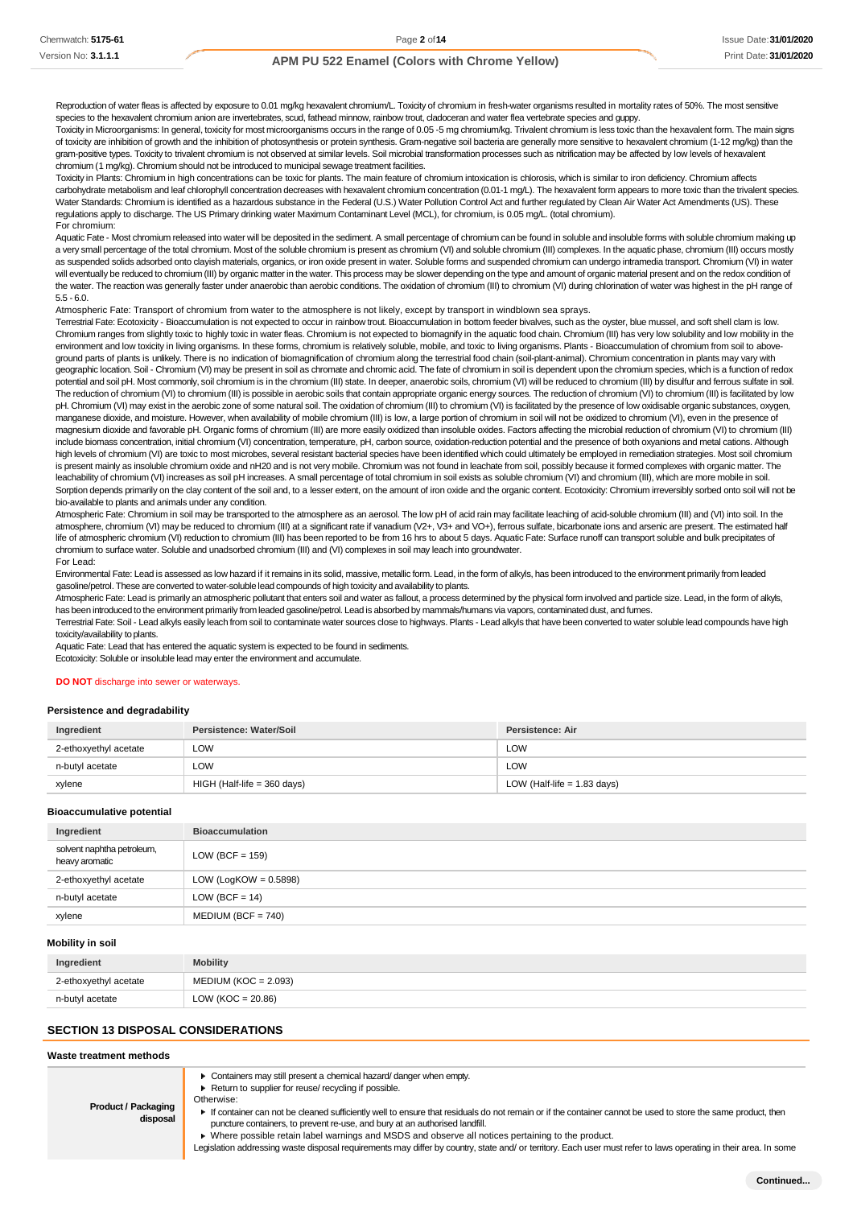Reproduction of water fleas is affected by exposure to 0.01 mg/kg hexavalent chromium/L. Toxicity of chromium in fresh-water organisms resulted in mortality rates of 50%. The most sensitive species to the hexavalent chromium anion are invertebrates, scud, fathead minnow, rainbow trout, cladoceran and water flea vertebrate species and guppy.
Toxicity in Microorganisms: In general, toxicity for most microorganisms occurs in the range of 0.05 -5 mg chromium/kg. Trivalent chromium is less toxic than the hexavalent form. The main signs of toxicity are inhibition of growth and the inhibition of photosynthesis or protein synthesis. Gram-negative soil bacteria are generally more sensitive to hexavalent chromium (1-12 mg/kg) than the gram-positive types. Toxicity to trivalent chromium is not observed at similar levels. Soil microbial transformation processes such as nitrification may be affected by low levels of hexavalent chromium (1 mg/kg). Chromium should not be introduced to municipal sewage treatment facilities.
Toxicity in Plants: Chromium in high concentrations can be toxic for plants. The main feature of chromium intoxication is chlorosis, which is similar to iron deficiency. Chromium affects carbohydrate metabolism and leaf chlorophyll concentration decreases with hexavalent chromium concentration (0.01-1 mg/L). The hexavalent form appears to more toxic than the trivalent species.
Water Standards: Chromium is identified as a hazardous substance in the Federal (U.S.) Water Pollution Control Act and further regulated by Clean Air Water Act Amendments (US). These regulations apply to discharge. The US Primary drinking water Maximum Contaminant Level (MCL), for chromium, is 0.05 mg/L. (total chromium).
For chromium:
Aquatic Fate - Most chromium released into water will be deposited in the sediment. A small percentage of chromium can be found in soluble and insoluble forms with soluble chromium making up a very small percentage of the total chromium. Most of the soluble chromium is present as chromium (VI) and soluble chromium (III) complexes. In the aquatic phase, chromium (III) occurs mostly as suspended solids adsorbed onto clayish materials, organics, or iron oxide present in water. Soluble forms and suspended chromium can undergo intramedia transport. Chromium (VI) in water will eventually be reduced to chromium (III) by organic matter in the water. This process may be slower depending on the type and amount of organic material present and on the redox condition of the water. The reaction was generally faster under anaerobic than aerobic conditions. The oxidation of chromium (III) to chromium (VI) during chlorination of water was highest in the pH range of 5.5 - 6.0.
Atmospheric Fate: Transport of chromium from water to the atmosphere is not likely, except by transport in windblown sea sprays.
Terrestrial Fate: Ecotoxicity - Bioaccumulation is not expected to occur in rainbow trout. Bioaccumulation in bottom feeder bivalves, such as the oyster, blue mussel, and soft shell clam is low. Chromium ranges from slightly toxic to highly toxic in water fleas. Chromium is not expected to biomagnify in the aquatic food chain. Chromium (III) has very low solubility and low mobility in the environment and low toxicity in living organisms. In these forms, chromium is relatively soluble, mobile, and toxic to living organisms. Plants - Bioaccumulation of chromium from soil to above-ground parts of plants is unlikely. There is no indication of biomagnification of chromium along the terrestrial food chain (soil-plant-animal). Chromium concentration in plants may vary with geographic location. Soil - Chromium (VI) may be present in soil as chromate and chromic acid. The fate of chromium in soil is dependent upon the chromium species, which is a function of redox potential and soil pH. Most commonly, soil chromium is in the chromium (III) state. In deeper, anaerobic soils, chromium (VI) will be reduced to chromium (III) by disulfur and ferrous sulfate in soil. The reduction of chromium (VI) to chromium (III) is possible in aerobic soils that contain appropriate organic energy sources. The reduction of chromium (VI) to chromium (III) is facilitated by low pH. Chromium (VI) may exist in the aerobic zone of some natural soil. The oxidation of chromium (III) to chromium (VI) is facilitated by the presence of low oxidisable organic substances, oxygen, manganese dioxide, and moisture. However, when availability of mobile chromium (III) is low, a large portion of chromium in soil will not be oxidized to chromium (VI), even in the presence of magnesium dioxide and favorable pH. Organic forms of chromium (III) are more easily oxidized than insoluble oxides. Factors affecting the microbial reduction of chromium (VI) to chromium (III) include biomass concentration, initial chromium (VI) concentration, temperature, pH, carbon source, oxidation-reduction potential and the presence of both oxyanions and metal cations. Although high levels of chromium (VI) are toxic to most microbes, several resistant bacterial species have been identified which could ultimately be employed in remediation strategies. Most soil chromium is present mainly as insoluble chromium oxide and nH20 and is not very mobile. Chromium was not found in leachate from soil, possibly because it formed complexes with organic matter. The leachability of chromium (VI) increases as soil pH increases. A small percentage of total chromium in soil exists as soluble chromium (VI) and chromium (III), which are more mobile in soil.
Sorption depends primarily on the clay content of the soil and, to a lesser extent, on the amount of iron oxide and the organic content. Ecotoxicity: Chromium irreversibly sorbed onto soil will not be bio-available to plants and animals under any condition.
Atmospheric Fate: Chromium in soil may be transported to the atmosphere as an aerosol. The low pH of acid rain may facilitate leaching of acid-soluble chromium (III) and (VI) into soil. In the atmosphere, chromium (VI) may be reduced to chromium (III) at a significant rate if vanadium ($V^{2+}$, $V^{3+}$ and $VO^{+}$), ferrous sulfate, bicarbonate ions and arsenic are present. The estimated half life of atmospheric chromium (VI) reduction to chromium (III) has been reported to be from 16 hrs to about 5 days. Aquatic Fate: Surface runoff can transport soluble and bulk precipitates of chromium to surface water. Soluble and unadsorbed chromium (III) and (VI) complexes in soil may leach into groundwater.
For Lead:
Environmental Fate: Lead is assessed as low hazard if it remains in its solid, massive, metallic form. Lead, in the form of alkyls, has been introduced to the environment primarily from leaded gasoline/petrol. These are converted to water-soluble lead compounds of high toxicity and availability to plants.
Atmospheric Fate: Lead is primarily an atmospheric pollutant that enters soil and water as fallout, a process determined by the physical form involved and particle size. Lead, in the form of alkyls, has been introduced to the environment primarily from leaded gasoline/petrol. Lead is absorbed by mammals/humans via vapors, contaminated dust, and fumes.
Terrestrial Fate: Soil - Lead alkyls easily leach from soil to contaminate water sources close to highways. Plants - Lead alkyls that have been converted to water soluble lead compounds have high toxicity/availability to plants.
Aquatic Fate: Lead that has entered the aquatic system is expected to be found in sediments.
Ecotoxicity: Soluble or insoluble lead may enter the environment and accumulate.

**DO NOT** discharge into sewer or waterways.

### Persistence and degradability

| Ingredient | Persistence: Water/Soil | Persistence: Air |
|---|---|---|
| 2-ethoxyethyl acetate | LOW | LOW |
| n-butyl acetate | LOW | LOW |
| xylene | HIGH (Half-life = 360 days) | LOW (Half-life = 1.83 days) |

### Bioaccumulative potential

| Ingredient | Bioaccumulation |
|---|---|
| solvent naphtha petroleum, heavy aromatic | LOW (BCF = 159) |
| 2-ethoxyethyl acetate | LOW (LogKOW = 0.5898) |
| n-butyl acetate | LOW (BCF = 14) |
| xylene | MEDIUM (BCF = 740) |

### Mobility in soil

| Ingredient | Mobility |
|---|---|
| 2-ethoxyethyl acetate | MEDIUM (KOC = 2.093) |
| n-butyl acetate | LOW (KOC = 20.86) |

## SECTION 13 DISPOSAL CONSIDERATIONS

### Waste treatment methods

| | |
|---|---|
| **Product / Packaging disposal** | ▶ Containers may still present a chemical hazard/ danger when empty.<br>▶ Return to supplier for reuse/ recycling if possible.<br>Otherwise:<br>▶ If container can not be cleaned sufficiently well to ensure that residuals do not remain or if the container cannot be used to store the same product, then puncture containers, to prevent re-use, and bury at an authorised landfill.<br>▶ Where possible retain label warnings and MSDS and observe all notices pertaining to the product.<br>Legislation addressing waste disposal requirements may differ by country, state and/ or territory. Each user must refer to laws operating in their area. In some |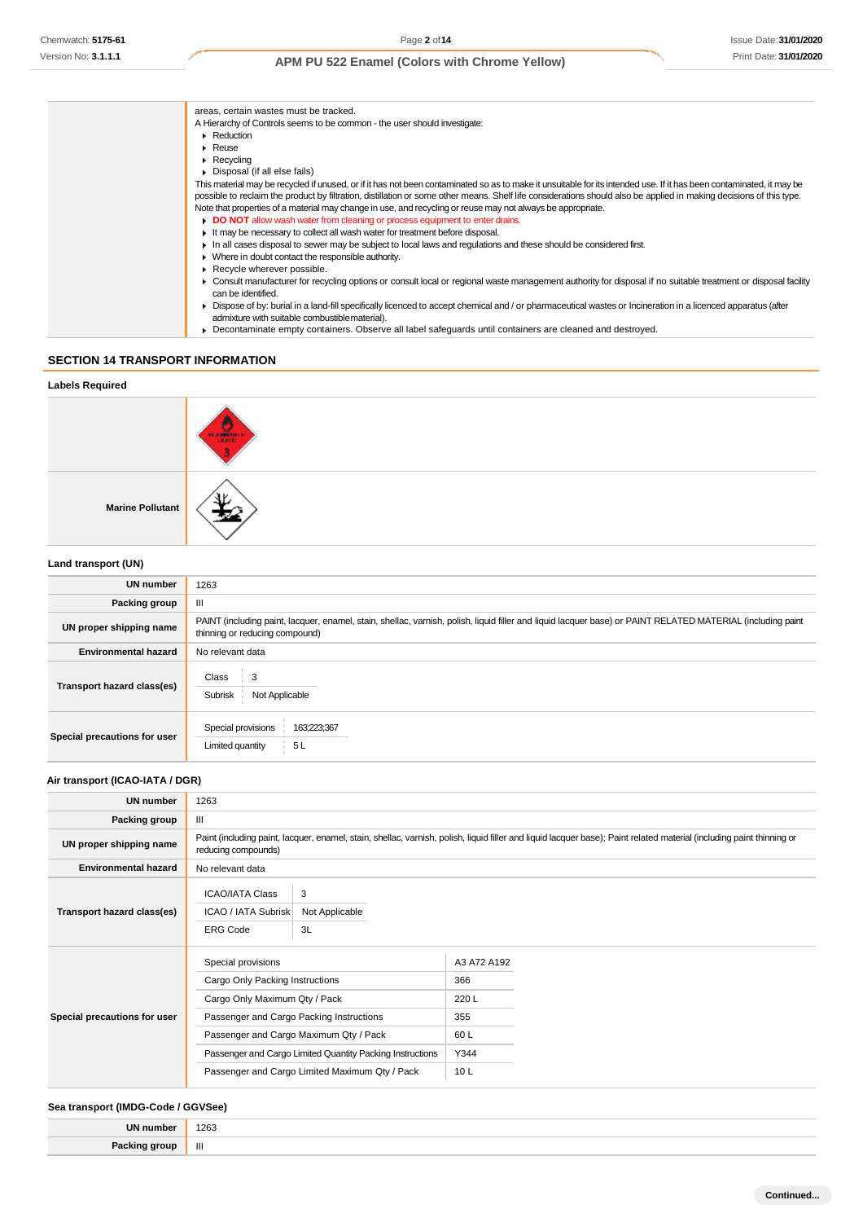| | |
|---|---|
| | areas, certain wastes must be tracked.<br>A Hierarchy of Controls seems to be common - the user should investigate:<br>▸ Reduction<br>▸ Reuse<br>▸ Recycling<br>▸ Disposal (if all else fails)<br>This material may be recycled if unused, or if it has not been contaminated so as to make it unsuitable for its intended use. If it has been contaminated, it may be possible to reclaim the product by filtration, distillation or some other means. Shelf life considerations should also be applied in making decisions of this type. Note that properties of a material may change in use, and recycling or reuse may not always be appropriate.<br>▸ **DO NOT** allow wash water from cleaning or process equipment to enter drains.<br>▸ It may be necessary to collect all wash water for treatment before disposal.<br>▸ In all cases disposal to sewer may be subject to local laws and regulations and these should be considered first.<br>▸ Where in doubt contact the responsible authority.<br>▸ Recycle wherever possible.<br>▸ Consult manufacturer for recycling options or consult local or regional waste management authority for disposal if no suitable treatment or disposal facility can be identified.<br>▸ Dispose of by: burial in a land-fill specifically licenced to accept chemical and / or pharmaceutical wastes or Incineration in a licenced apparatus (after admixture with suitable combustible material).<br>▸ Decontaminate empty containers. Observe all label safeguards until containers are cleaned and destroyed. |

## SECTION 14 TRANSPORT INFORMATION

### Labels Required

| | |
|---|---|
| | FLAMMABLE LIQUID 3 |
| **Marine Pollutant** | |

### Land transport (UN)

| | |
|---|---|
| **UN number** | 1263 |
| **Packing group** | III |
| **UN proper shipping name** | PAINT (including paint, lacquer, enamel, stain, shellac, varnish, polish, liquid filler and liquid lacquer base) or PAINT RELATED MATERIAL (including paint thinning or reducing compound) |
| **Environmental hazard** | No relevant data |
| **Transport hazard class(es)** | Class: 3<br>Subrisk: Not Applicable |
| **Special precautions for user** | Special provisions: 163;223;367<br>Limited quantity: 5 L |

### Air transport (ICAO-IATA / DGR)

| | |
|---|---|
| **UN number** | 1263 |
| **Packing group** | III |
| **UN proper shipping name** | Paint (including paint, lacquer, enamel, stain, shellac, varnish, polish, liquid filler and liquid lacquer base); Paint related material (including paint thinning or reducing compounds) |
| **Environmental hazard** | No relevant data |
| **Transport hazard class(es)** | ICAO/IATA Class: 3<br>ICAO / IATA Subrisk: Not Applicable<br>ERG Code: 3L |
| **Special precautions for user** | Special provisions: A3 A72 A192<br>Cargo Only Packing Instructions: 366<br>Cargo Only Maximum Qty / Pack: 220 L<br>Passenger and Cargo Packing Instructions: 355<br>Passenger and Cargo Maximum Qty / Pack: 60 L<br>Passenger and Cargo Limited Quantity Packing Instructions: Y344<br>Passenger and Cargo Limited Maximum Qty / Pack: 10 L |

### Sea transport (IMDG-Code / GGVSee)

| | |
|---|---|
| **UN number** | 1263 |
| **Packing group** | III |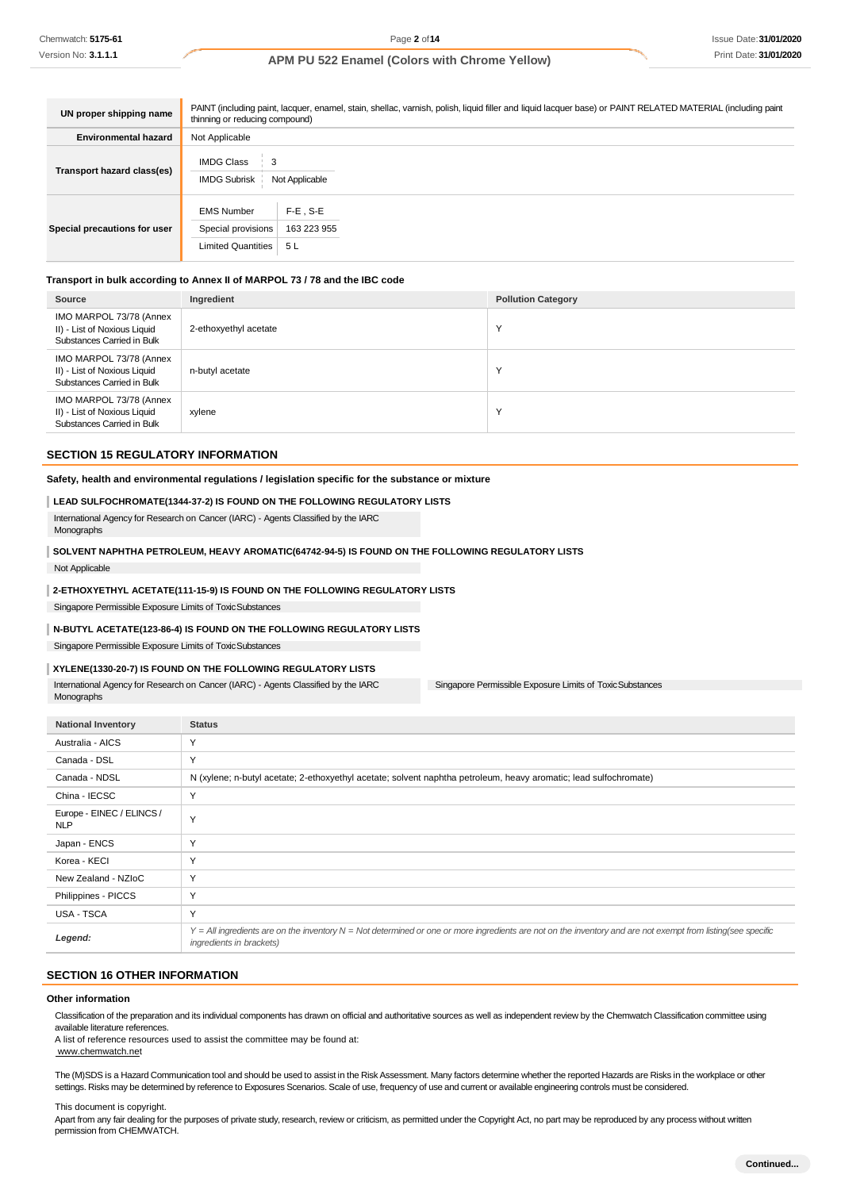| UN proper shipping name | PAINT (including paint, lacquer, enamel, stain, shellac, varnish, polish, liquid filler and liquid lacquer base) or PAINT RELATED MATERIAL (including paint thinning or reducing compound) |
|---|---|
| Environmental hazard | Not Applicable |
| Transport hazard class(es) | IMDG Class: 3<br>IMDG Subrisk: Not Applicable |
| Special precautions for user | EMS Number: F-E , S-E<br>Special provisions: 163 223 955<br>Limited Quantities: 5 L |

### Transport in bulk according to Annex II of MARPOL 73 / 78 and the IBC code

| Source | Ingredient | Pollution Category |
|---|---|---|
| IMO MARPOL 73/78 (Annex II) - List of Noxious Liquid Substances Carried in Bulk | 2-ethoxyethyl acetate | Y |
| IMO MARPOL 73/78 (Annex II) - List of Noxious Liquid Substances Carried in Bulk | n-butyl acetate | Y |
| IMO MARPOL 73/78 (Annex II) - List of Noxious Liquid Substances Carried in Bulk | xylene | Y |

## SECTION 15 REGULATORY INFORMATION

### Safety, health and environmental regulations / legislation specific for the substance or mixture

**LEAD SULFOCHROMATE(1344-37-2) IS FOUND ON THE FOLLOWING REGULATORY LISTS**

International Agency for Research on Cancer (IARC) - Agents Classified by the IARC Monographs

**SOLVENT NAPHTHA PETROLEUM, HEAVY AROMATIC(64742-94-5) IS FOUND ON THE FOLLOWING REGULATORY LISTS**

Not Applicable

**2-ETHOXYETHYL ACETATE(111-15-9) IS FOUND ON THE FOLLOWING REGULATORY LISTS**

Singapore Permissible Exposure Limits of Toxic Substances

**N-BUTYL ACETATE(123-86-4) IS FOUND ON THE FOLLOWING REGULATORY LISTS**

Singapore Permissible Exposure Limits of Toxic Substances

**XYLENE(1330-20-7) IS FOUND ON THE FOLLOWING REGULATORY LISTS**

International Agency for Research on Cancer (IARC) - Agents Classified by the IARC Monographs

Singapore Permissible Exposure Limits of Toxic Substances

| National Inventory | Status |
|---|---|
| Australia - AICS | Y |
| Canada - DSL | Y |
| Canada - NDSL | N (xylene; n-butyl acetate; 2-ethoxyethyl acetate; solvent naphtha petroleum, heavy aromatic; lead sulfochromate) |
| China - IECSC | Y |
| Europe - EINEC / ELINCS / NLP | Y |
| Japan - ENCS | Y |
| Korea - KECI | Y |
| New Zealand - NZIoC | Y |
| Philippines - PICCS | Y |
| USA - TSCA | Y |
| *Legend:* | *Y = All ingredients are on the inventory N = Not determined or one or more ingredients are not on the inventory and are not exempt from listing(see specific ingredients in brackets)* |

## SECTION 16 OTHER INFORMATION

### Other information

Classification of the preparation and its individual components has drawn on official and authoritative sources as well as independent review by the Chemwatch Classification committee using available literature references.
A list of reference resources used to assist the committee may be found at:
www.chemwatch.net

The (M)SDS is a Hazard Communication tool and should be used to assist in the Risk Assessment. Many factors determine whether the reported Hazards are Risks in the workplace or other settings. Risks may be determined by reference to Exposures Scenarios. Scale of use, frequency of use and current or available engineering controls must be considered.

This document is copyright.
Apart from any fair dealing for the purposes of private study, research, review or criticism, as permitted under the Copyright Act, no part may be reproduced by any process without written permission from CHEMWATCH.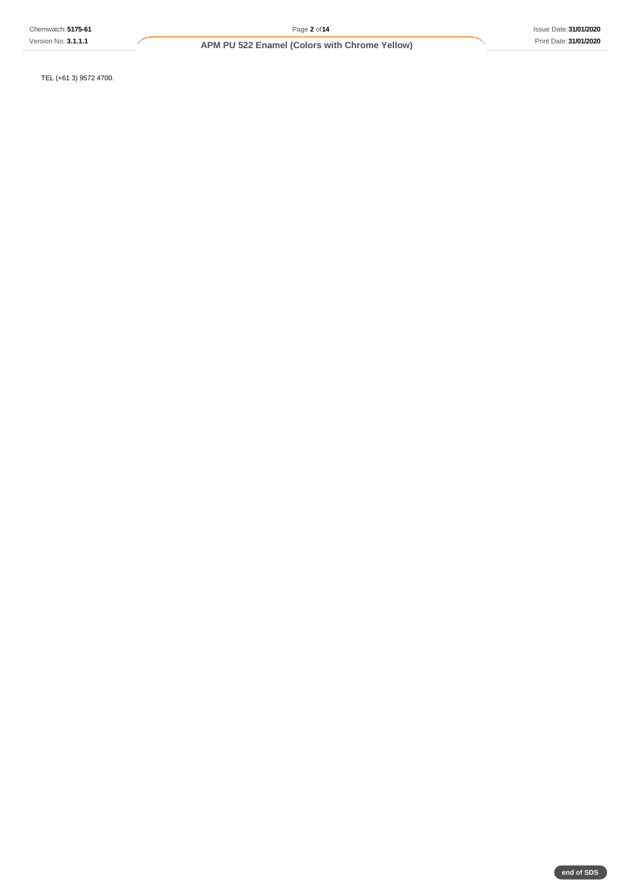TEL (+61 3) 9572 4700.

end of SDS